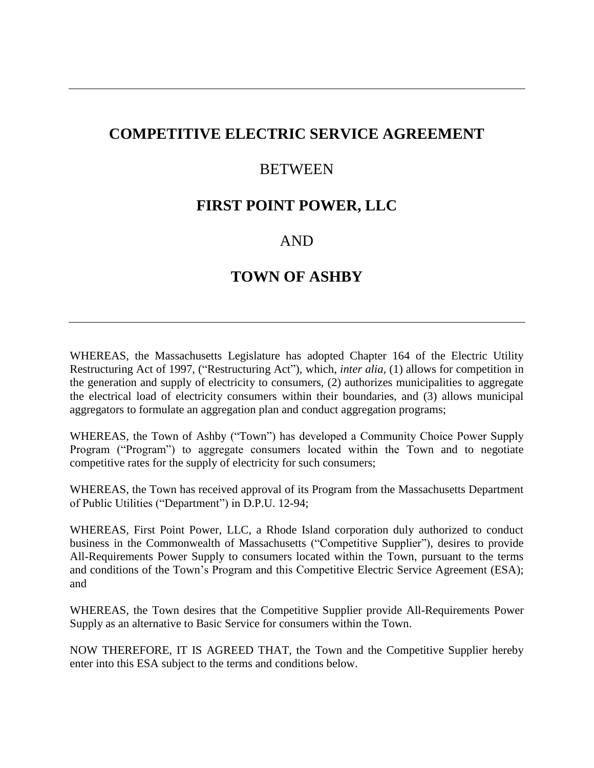---

# COMPETITIVE ELECTRIC SERVICE AGREEMENT

## BETWEEN

## FIRST POINT POWER, LLC

## AND

## TOWN OF ASHBY

---

WHEREAS, the Massachusetts Legislature has adopted Chapter 164 of the Electric Utility Restructuring Act of 1997, ("Restructuring Act"), which, *inter alia,* (1) allows for competition in the generation and supply of electricity to consumers, (2) authorizes municipalities to aggregate the electrical load of electricity consumers within their boundaries, and (3) allows municipal aggregators to formulate an aggregation plan and conduct aggregation programs;

WHEREAS, the Town of Ashby ("Town") has developed a Community Choice Power Supply Program ("Program") to aggregate consumers located within the Town and to negotiate competitive rates for the supply of electricity for such consumers;

WHEREAS, the Town has received approval of its Program from the Massachusetts Department of Public Utilities ("Department") in D.P.U. 12-94;

WHEREAS, First Point Power, LLC, a Rhode Island corporation duly authorized to conduct business in the Commonwealth of Massachusetts ("Competitive Supplier"), desires to provide All-Requirements Power Supply to consumers located within the Town, pursuant to the terms and conditions of the Town's Program and this Competitive Electric Service Agreement (ESA); and

WHEREAS, the Town desires that the Competitive Supplier provide All-Requirements Power Supply as an alternative to Basic Service for consumers within the Town.

NOW THEREFORE, IT IS AGREED THAT, the Town and the Competitive Supplier hereby enter into this ESA subject to the terms and conditions below.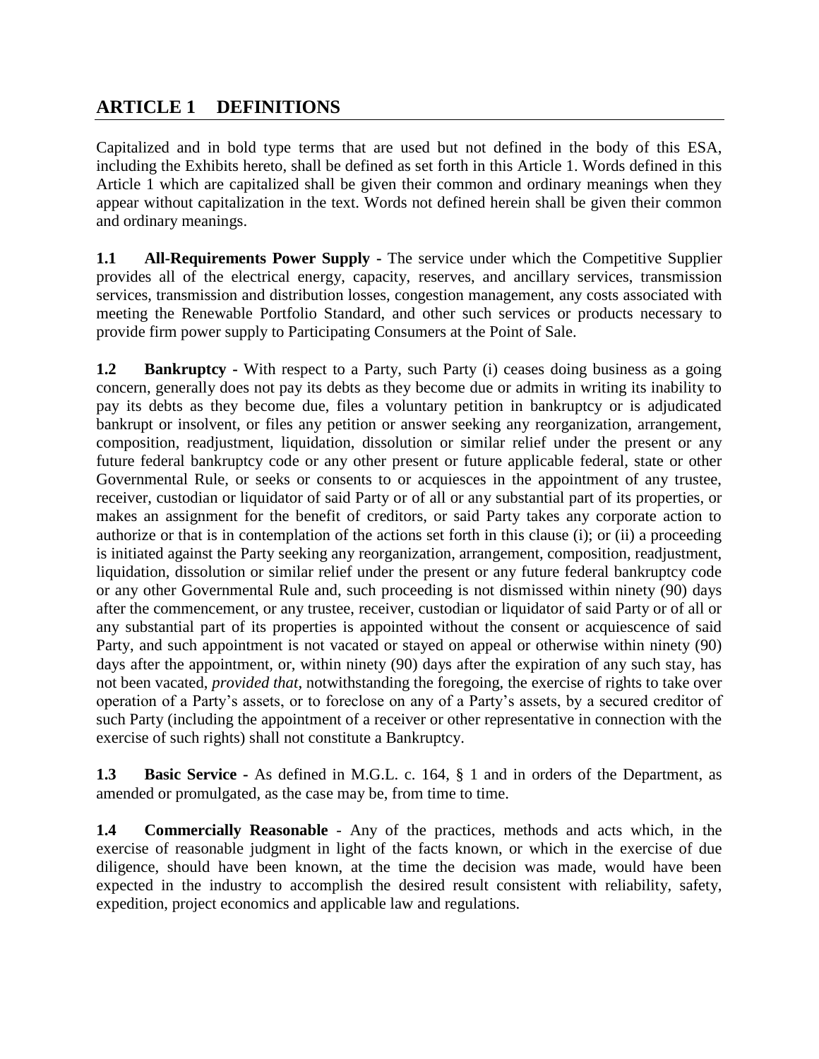# ARTICLE 1 DEFINITIONS

Capitalized and in bold type terms that are used but not defined in the body of this ESA, including the Exhibits hereto, shall be defined as set forth in this Article 1. Words defined in this Article 1 which are capitalized shall be given their common and ordinary meanings when they appear without capitalization in the text. Words not defined herein shall be given their common and ordinary meanings.

**1.1 All-Requirements Power Supply -** The service under which the Competitive Supplier provides all of the electrical energy, capacity, reserves, and ancillary services, transmission services, transmission and distribution losses, congestion management, any costs associated with meeting the Renewable Portfolio Standard, and other such services or products necessary to provide firm power supply to Participating Consumers at the Point of Sale.

**1.2 Bankruptcy -** With respect to a Party, such Party (i) ceases doing business as a going concern, generally does not pay its debts as they become due or admits in writing its inability to pay its debts as they become due, files a voluntary petition in bankruptcy or is adjudicated bankrupt or insolvent, or files any petition or answer seeking any reorganization, arrangement, composition, readjustment, liquidation, dissolution or similar relief under the present or any future federal bankruptcy code or any other present or future applicable federal, state or other Governmental Rule, or seeks or consents to or acquiesces in the appointment of any trustee, receiver, custodian or liquidator of said Party or of all or any substantial part of its properties, or makes an assignment for the benefit of creditors, or said Party takes any corporate action to authorize or that is in contemplation of the actions set forth in this clause (i); or (ii) a proceeding is initiated against the Party seeking any reorganization, arrangement, composition, readjustment, liquidation, dissolution or similar relief under the present or any future federal bankruptcy code or any other Governmental Rule and, such proceeding is not dismissed within ninety (90) days after the commencement, or any trustee, receiver, custodian or liquidator of said Party or of all or any substantial part of its properties is appointed without the consent or acquiescence of said Party, and such appointment is not vacated or stayed on appeal or otherwise within ninety (90) days after the appointment, or, within ninety (90) days after the expiration of any such stay, has not been vacated, *provided that*, notwithstanding the foregoing, the exercise of rights to take over operation of a Party's assets, or to foreclose on any of a Party's assets, by a secured creditor of such Party (including the appointment of a receiver or other representative in connection with the exercise of such rights) shall not constitute a Bankruptcy.

**1.3 Basic Service -** As defined in M.G.L. c. 164, § 1 and in orders of the Department, as amended or promulgated, as the case may be, from time to time.

**1.4 Commercially Reasonable** - Any of the practices, methods and acts which, in the exercise of reasonable judgment in light of the facts known, or which in the exercise of due diligence, should have been known, at the time the decision was made, would have been expected in the industry to accomplish the desired result consistent with reliability, safety, expedition, project economics and applicable law and regulations.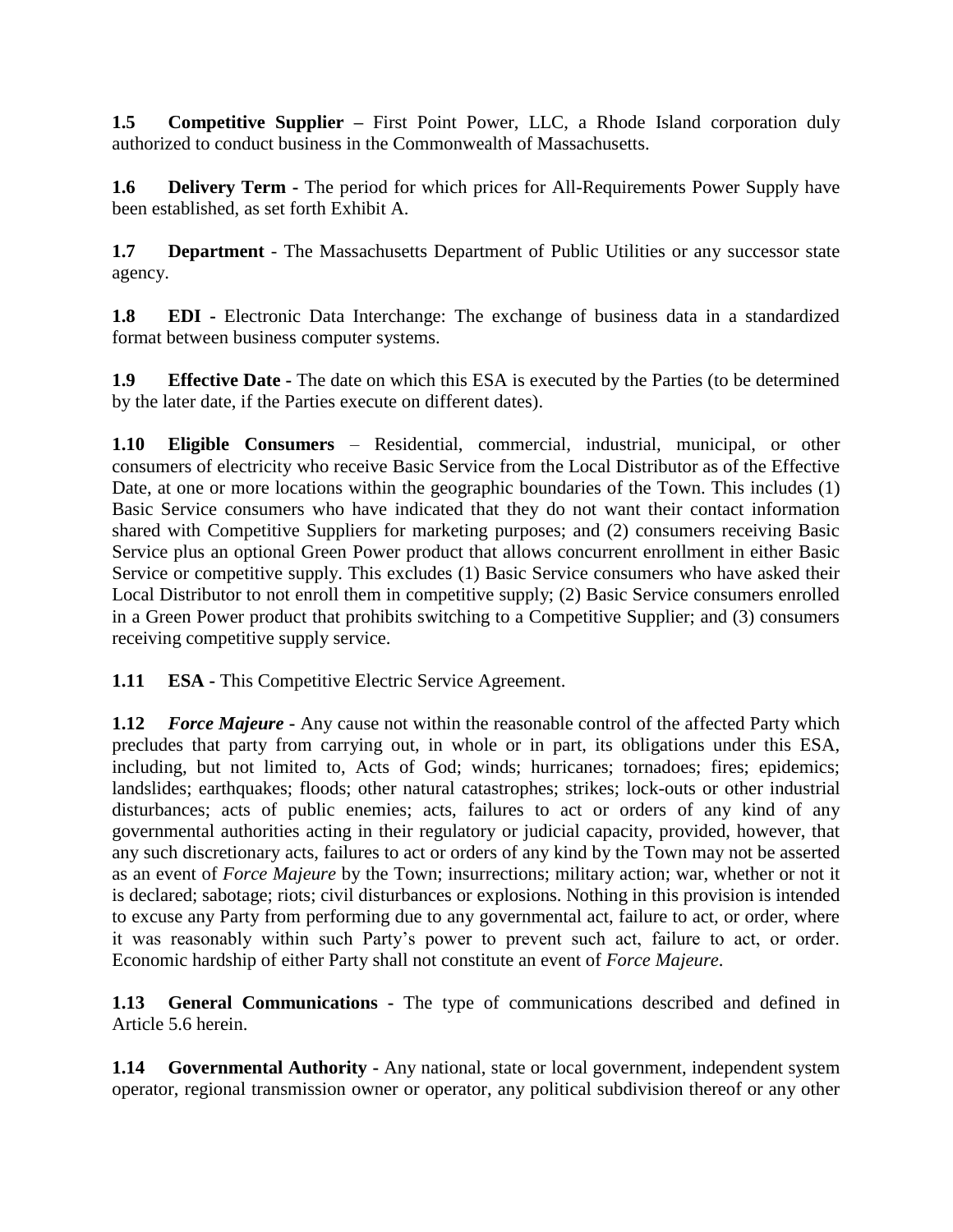**1.5 Competitive Supplier –** First Point Power, LLC, a Rhode Island corporation duly authorized to conduct business in the Commonwealth of Massachusetts.

**1.6 Delivery Term -** The period for which prices for All-Requirements Power Supply have been established, as set forth Exhibit A.

**1.7 Department** - The Massachusetts Department of Public Utilities or any successor state agency.

**1.8 EDI -** Electronic Data Interchange: The exchange of business data in a standardized format between business computer systems.

**1.9 Effective Date -** The date on which this ESA is executed by the Parties (to be determined by the later date, if the Parties execute on different dates).

**1.10 Eligible Consumers** – Residential, commercial, industrial, municipal, or other consumers of electricity who receive Basic Service from the Local Distributor as of the Effective Date, at one or more locations within the geographic boundaries of the Town. This includes (1) Basic Service consumers who have indicated that they do not want their contact information shared with Competitive Suppliers for marketing purposes; and (2) consumers receiving Basic Service plus an optional Green Power product that allows concurrent enrollment in either Basic Service or competitive supply. This excludes (1) Basic Service consumers who have asked their Local Distributor to not enroll them in competitive supply; (2) Basic Service consumers enrolled in a Green Power product that prohibits switching to a Competitive Supplier; and (3) consumers receiving competitive supply service.

**1.11 ESA -** This Competitive Electric Service Agreement.

**1.12 *Force Majeure* -** Any cause not within the reasonable control of the affected Party which precludes that party from carrying out, in whole or in part, its obligations under this ESA, including, but not limited to, Acts of God; winds; hurricanes; tornadoes; fires; epidemics; landslides; earthquakes; floods; other natural catastrophes; strikes; lock-outs or other industrial disturbances; acts of public enemies; acts, failures to act or orders of any kind of any governmental authorities acting in their regulatory or judicial capacity, provided, however, that any such discretionary acts, failures to act or orders of any kind by the Town may not be asserted as an event of *Force Majeure* by the Town; insurrections; military action; war, whether or not it is declared; sabotage; riots; civil disturbances or explosions. Nothing in this provision is intended to excuse any Party from performing due to any governmental act, failure to act, or order, where it was reasonably within such Party's power to prevent such act, failure to act, or order. Economic hardship of either Party shall not constitute an event of *Force Majeure*.

**1.13 General Communications -** The type of communications described and defined in Article 5.6 herein.

**1.14 Governmental Authority -** Any national, state or local government, independent system operator, regional transmission owner or operator, any political subdivision thereof or any other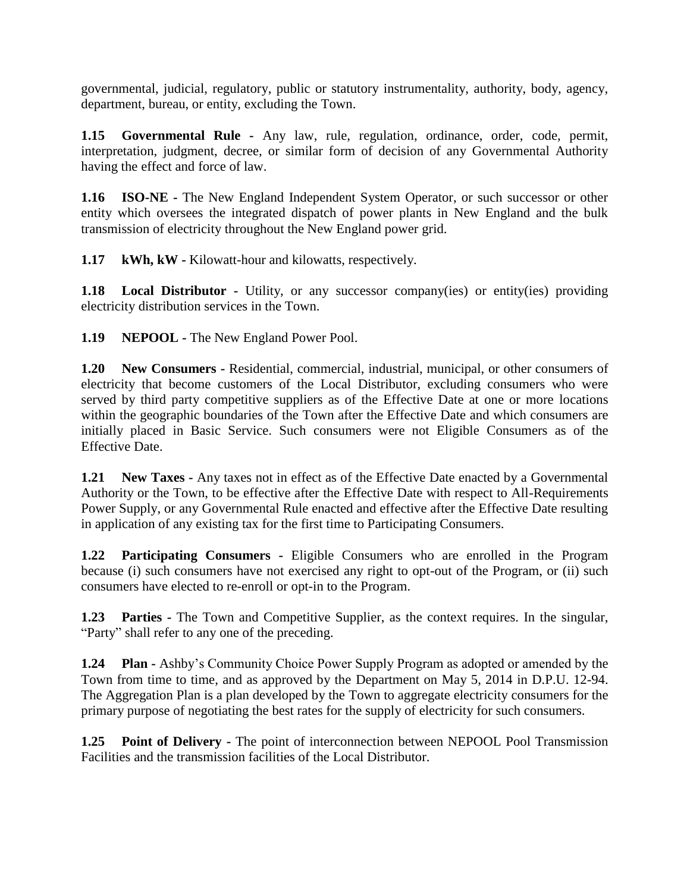governmental, judicial, regulatory, public or statutory instrumentality, authority, body, agency, department, bureau, or entity, excluding the Town.

**1.15 Governmental Rule -** Any law, rule, regulation, ordinance, order, code, permit, interpretation, judgment, decree, or similar form of decision of any Governmental Authority having the effect and force of law.

**1.16 ISO-NE -** The New England Independent System Operator, or such successor or other entity which oversees the integrated dispatch of power plants in New England and the bulk transmission of electricity throughout the New England power grid.

**1.17 kWh, kW -** Kilowatt-hour and kilowatts, respectively.

**1.18 Local Distributor -** Utility, or any successor company(ies) or entity(ies) providing electricity distribution services in the Town.

**1.19 NEPOOL -** The New England Power Pool.

**1.20 New Consumers -** Residential, commercial, industrial, municipal, or other consumers of electricity that become customers of the Local Distributor, excluding consumers who were served by third party competitive suppliers as of the Effective Date at one or more locations within the geographic boundaries of the Town after the Effective Date and which consumers are initially placed in Basic Service. Such consumers were not Eligible Consumers as of the Effective Date.

**1.21 New Taxes -** Any taxes not in effect as of the Effective Date enacted by a Governmental Authority or the Town, to be effective after the Effective Date with respect to All-Requirements Power Supply, or any Governmental Rule enacted and effective after the Effective Date resulting in application of any existing tax for the first time to Participating Consumers.

**1.22 Participating Consumers -** Eligible Consumers who are enrolled in the Program because (i) such consumers have not exercised any right to opt-out of the Program, or (ii) such consumers have elected to re-enroll or opt-in to the Program.

**1.23 Parties -** The Town and Competitive Supplier, as the context requires. In the singular, "Party" shall refer to any one of the preceding.

**1.24 Plan -** Ashby's Community Choice Power Supply Program as adopted or amended by the Town from time to time, and as approved by the Department on May 5, 2014 in D.P.U. 12-94. The Aggregation Plan is a plan developed by the Town to aggregate electricity consumers for the primary purpose of negotiating the best rates for the supply of electricity for such consumers.

**1.25 Point of Delivery -** The point of interconnection between NEPOOL Pool Transmission Facilities and the transmission facilities of the Local Distributor.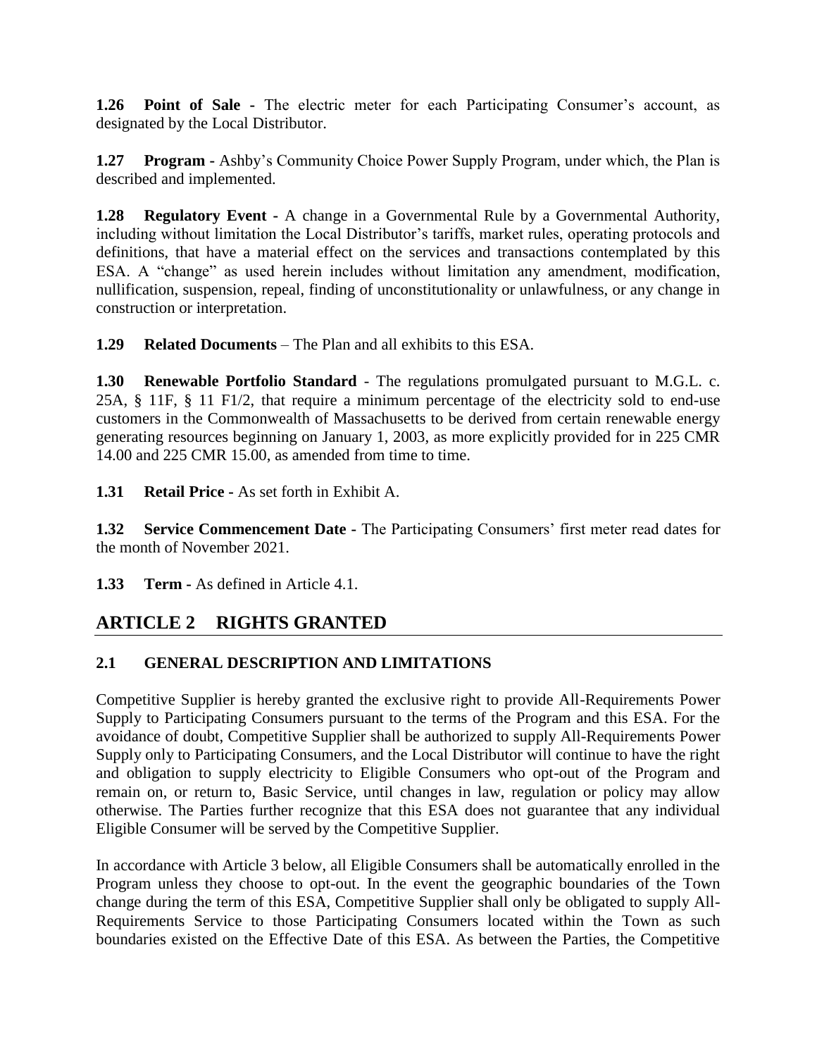**1.26 Point of Sale -** The electric meter for each Participating Consumer's account, as designated by the Local Distributor.

**1.27 Program -** Ashby's Community Choice Power Supply Program, under which, the Plan is described and implemented.

**1.28 Regulatory Event -** A change in a Governmental Rule by a Governmental Authority, including without limitation the Local Distributor's tariffs, market rules, operating protocols and definitions, that have a material effect on the services and transactions contemplated by this ESA. A "change" as used herein includes without limitation any amendment, modification, nullification, suspension, repeal, finding of unconstitutionality or unlawfulness, or any change in construction or interpretation.

**1.29 Related Documents** – The Plan and all exhibits to this ESA.

**1.30 Renewable Portfolio Standard** - The regulations promulgated pursuant to M.G.L. c. 25A, § 11F, § 11 F1/2, that require a minimum percentage of the electricity sold to end-use customers in the Commonwealth of Massachusetts to be derived from certain renewable energy generating resources beginning on January 1, 2003, as more explicitly provided for in 225 CMR 14.00 and 225 CMR 15.00, as amended from time to time.

**1.31 Retail Price -** As set forth in Exhibit A.

**1.32 Service Commencement Date -** The Participating Consumers' first meter read dates for the month of November 2021.

**1.33 Term -** As defined in Article 4.1.

## ARTICLE 2 RIGHTS GRANTED

### 2.1 GENERAL DESCRIPTION AND LIMITATIONS

Competitive Supplier is hereby granted the exclusive right to provide All-Requirements Power Supply to Participating Consumers pursuant to the terms of the Program and this ESA. For the avoidance of doubt, Competitive Supplier shall be authorized to supply All-Requirements Power Supply only to Participating Consumers, and the Local Distributor will continue to have the right and obligation to supply electricity to Eligible Consumers who opt-out of the Program and remain on, or return to, Basic Service, until changes in law, regulation or policy may allow otherwise. The Parties further recognize that this ESA does not guarantee that any individual Eligible Consumer will be served by the Competitive Supplier.

In accordance with Article 3 below, all Eligible Consumers shall be automatically enrolled in the Program unless they choose to opt-out. In the event the geographic boundaries of the Town change during the term of this ESA, Competitive Supplier shall only be obligated to supply All-Requirements Service to those Participating Consumers located within the Town as such boundaries existed on the Effective Date of this ESA. As between the Parties, the Competitive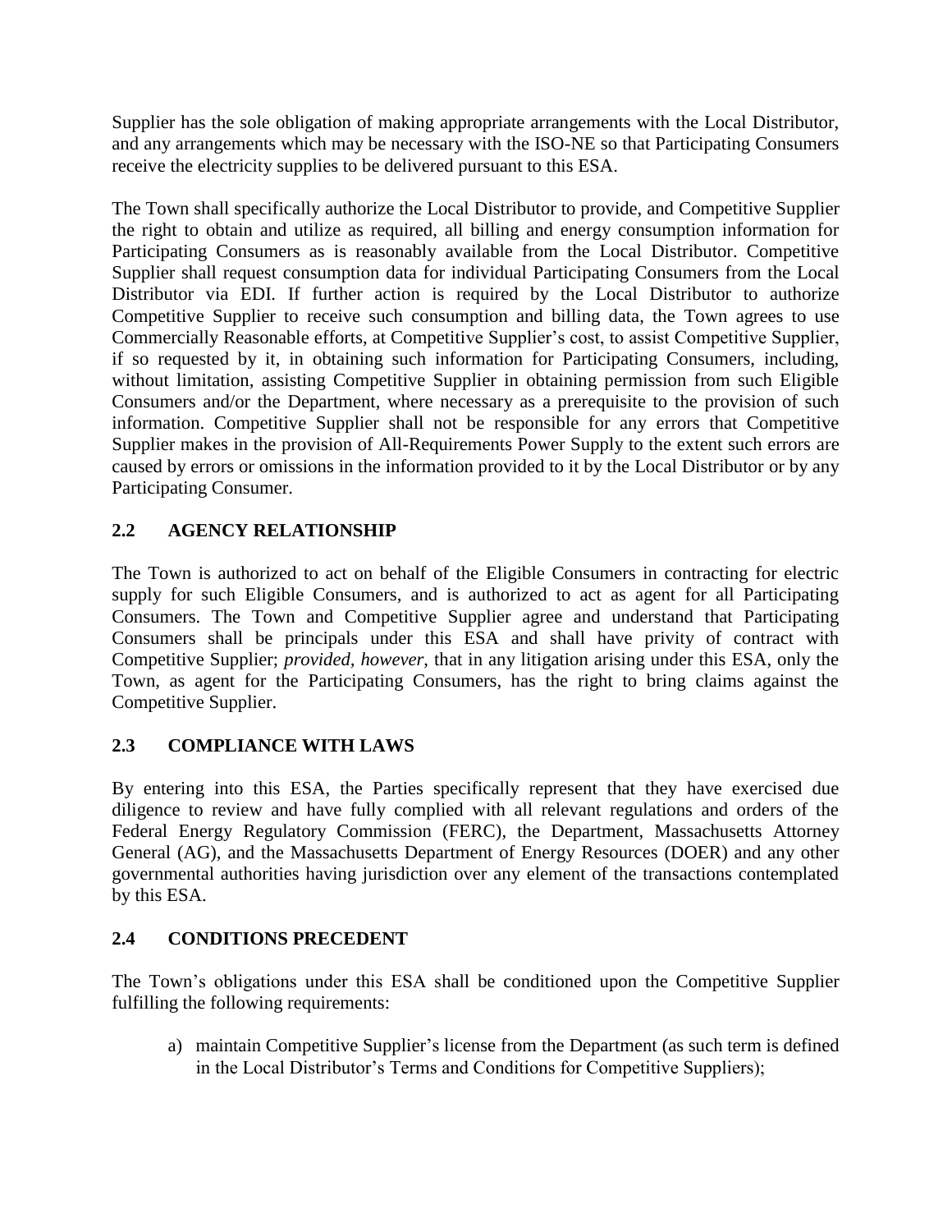Supplier has the sole obligation of making appropriate arrangements with the Local Distributor, and any arrangements which may be necessary with the ISO-NE so that Participating Consumers receive the electricity supplies to be delivered pursuant to this ESA.

The Town shall specifically authorize the Local Distributor to provide, and Competitive Supplier the right to obtain and utilize as required, all billing and energy consumption information for Participating Consumers as is reasonably available from the Local Distributor. Competitive Supplier shall request consumption data for individual Participating Consumers from the Local Distributor via EDI. If further action is required by the Local Distributor to authorize Competitive Supplier to receive such consumption and billing data, the Town agrees to use Commercially Reasonable efforts, at Competitive Supplier's cost, to assist Competitive Supplier, if so requested by it, in obtaining such information for Participating Consumers, including, without limitation, assisting Competitive Supplier in obtaining permission from such Eligible Consumers and/or the Department, where necessary as a prerequisite to the provision of such information. Competitive Supplier shall not be responsible for any errors that Competitive Supplier makes in the provision of All-Requirements Power Supply to the extent such errors are caused by errors or omissions in the information provided to it by the Local Distributor or by any Participating Consumer.

## 2.2 AGENCY RELATIONSHIP

The Town is authorized to act on behalf of the Eligible Consumers in contracting for electric supply for such Eligible Consumers, and is authorized to act as agent for all Participating Consumers. The Town and Competitive Supplier agree and understand that Participating Consumers shall be principals under this ESA and shall have privity of contract with Competitive Supplier; *provided, however*, that in any litigation arising under this ESA, only the Town, as agent for the Participating Consumers, has the right to bring claims against the Competitive Supplier.

## 2.3 COMPLIANCE WITH LAWS

By entering into this ESA, the Parties specifically represent that they have exercised due diligence to review and have fully complied with all relevant regulations and orders of the Federal Energy Regulatory Commission (FERC), the Department, Massachusetts Attorney General (AG), and the Massachusetts Department of Energy Resources (DOER) and any other governmental authorities having jurisdiction over any element of the transactions contemplated by this ESA.

## 2.4 CONDITIONS PRECEDENT

The Town's obligations under this ESA shall be conditioned upon the Competitive Supplier fulfilling the following requirements:

a) maintain Competitive Supplier's license from the Department (as such term is defined in the Local Distributor's Terms and Conditions for Competitive Suppliers);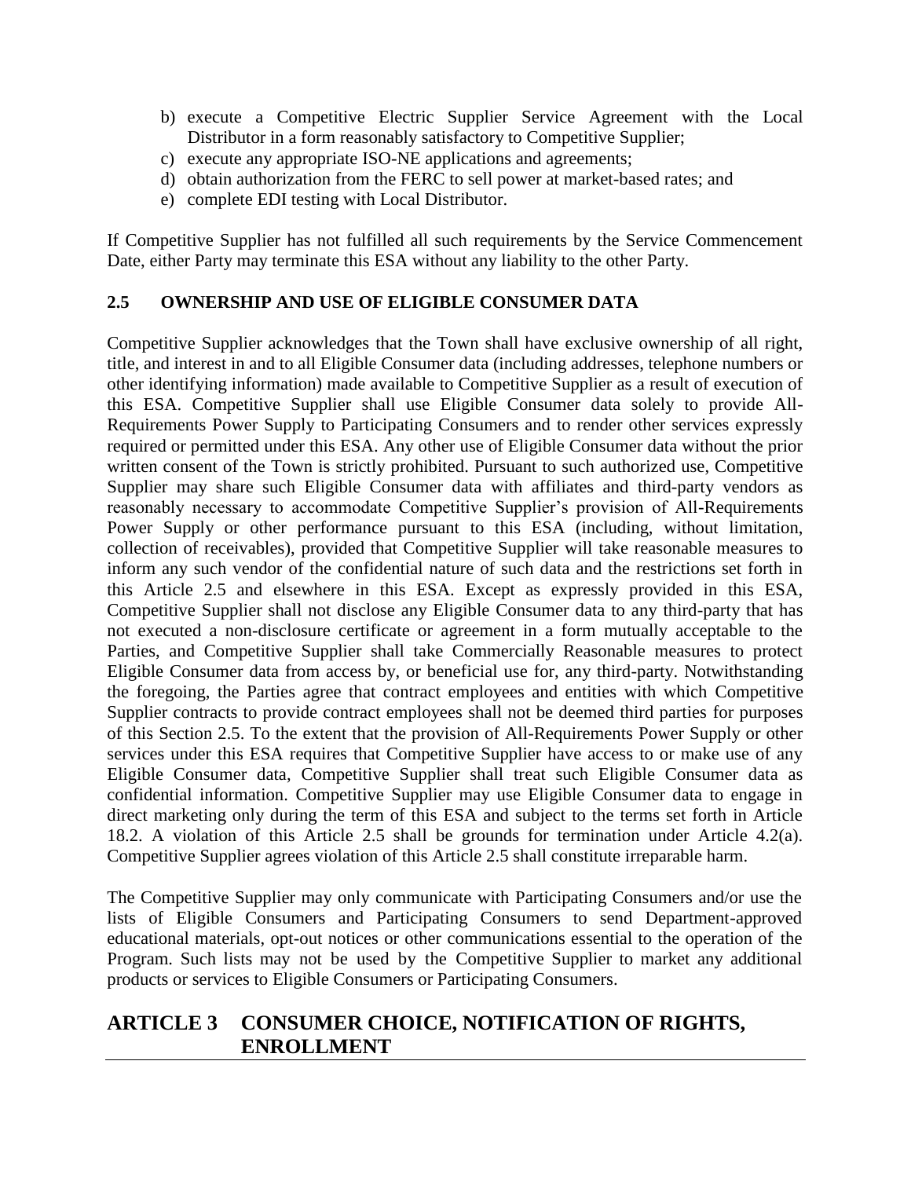b) execute a Competitive Electric Supplier Service Agreement with the Local Distributor in a form reasonably satisfactory to Competitive Supplier;
c) execute any appropriate ISO-NE applications and agreements;
d) obtain authorization from the FERC to sell power at market-based rates; and
e) complete EDI testing with Local Distributor.

If Competitive Supplier has not fulfilled all such requirements by the Service Commencement Date, either Party may terminate this ESA without any liability to the other Party.

### 2.5 OWNERSHIP AND USE OF ELIGIBLE CONSUMER DATA

Competitive Supplier acknowledges that the Town shall have exclusive ownership of all right, title, and interest in and to all Eligible Consumer data (including addresses, telephone numbers or other identifying information) made available to Competitive Supplier as a result of execution of this ESA. Competitive Supplier shall use Eligible Consumer data solely to provide All-Requirements Power Supply to Participating Consumers and to render other services expressly required or permitted under this ESA. Any other use of Eligible Consumer data without the prior written consent of the Town is strictly prohibited. Pursuant to such authorized use, Competitive Supplier may share such Eligible Consumer data with affiliates and third-party vendors as reasonably necessary to accommodate Competitive Supplier's provision of All-Requirements Power Supply or other performance pursuant to this ESA (including, without limitation, collection of receivables), provided that Competitive Supplier will take reasonable measures to inform any such vendor of the confidential nature of such data and the restrictions set forth in this Article 2.5 and elsewhere in this ESA. Except as expressly provided in this ESA, Competitive Supplier shall not disclose any Eligible Consumer data to any third-party that has not executed a non-disclosure certificate or agreement in a form mutually acceptable to the Parties, and Competitive Supplier shall take Commercially Reasonable measures to protect Eligible Consumer data from access by, or beneficial use for, any third-party. Notwithstanding the foregoing, the Parties agree that contract employees and entities with which Competitive Supplier contracts to provide contract employees shall not be deemed third parties for purposes of this Section 2.5. To the extent that the provision of All-Requirements Power Supply or other services under this ESA requires that Competitive Supplier have access to or make use of any Eligible Consumer data, Competitive Supplier shall treat such Eligible Consumer data as confidential information. Competitive Supplier may use Eligible Consumer data to engage in direct marketing only during the term of this ESA and subject to the terms set forth in Article 18.2. A violation of this Article 2.5 shall be grounds for termination under Article 4.2(a). Competitive Supplier agrees violation of this Article 2.5 shall constitute irreparable harm.

The Competitive Supplier may only communicate with Participating Consumers and/or use the lists of Eligible Consumers and Participating Consumers to send Department-approved educational materials, opt-out notices or other communications essential to the operation of the Program. Such lists may not be used by the Competitive Supplier to market any additional products or services to Eligible Consumers or Participating Consumers.

## ARTICLE 3 CONSUMER CHOICE, NOTIFICATION OF RIGHTS, ENROLLMENT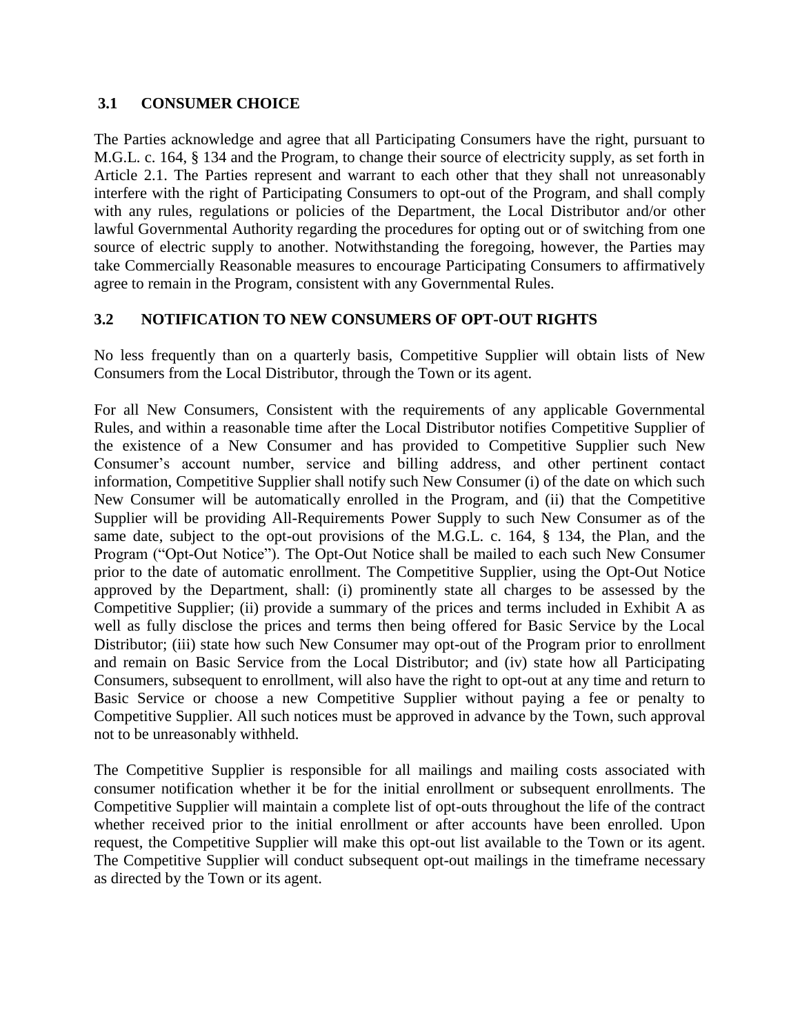## 3.1 CONSUMER CHOICE

The Parties acknowledge and agree that all Participating Consumers have the right, pursuant to M.G.L. c. 164, § 134 and the Program, to change their source of electricity supply, as set forth in Article 2.1. The Parties represent and warrant to each other that they shall not unreasonably interfere with the right of Participating Consumers to opt-out of the Program, and shall comply with any rules, regulations or policies of the Department, the Local Distributor and/or other lawful Governmental Authority regarding the procedures for opting out or of switching from one source of electric supply to another. Notwithstanding the foregoing, however, the Parties may take Commercially Reasonable measures to encourage Participating Consumers to affirmatively agree to remain in the Program, consistent with any Governmental Rules.

## 3.2 NOTIFICATION TO NEW CONSUMERS OF OPT-OUT RIGHTS

No less frequently than on a quarterly basis, Competitive Supplier will obtain lists of New Consumers from the Local Distributor, through the Town or its agent.

For all New Consumers, Consistent with the requirements of any applicable Governmental Rules, and within a reasonable time after the Local Distributor notifies Competitive Supplier of the existence of a New Consumer and has provided to Competitive Supplier such New Consumer's account number, service and billing address, and other pertinent contact information, Competitive Supplier shall notify such New Consumer (i) of the date on which such New Consumer will be automatically enrolled in the Program, and (ii) that the Competitive Supplier will be providing All-Requirements Power Supply to such New Consumer as of the same date, subject to the opt-out provisions of the M.G.L. c. 164, § 134, the Plan, and the Program ("Opt-Out Notice"). The Opt-Out Notice shall be mailed to each such New Consumer prior to the date of automatic enrollment. The Competitive Supplier, using the Opt-Out Notice approved by the Department, shall: (i) prominently state all charges to be assessed by the Competitive Supplier; (ii) provide a summary of the prices and terms included in Exhibit A as well as fully disclose the prices and terms then being offered for Basic Service by the Local Distributor; (iii) state how such New Consumer may opt-out of the Program prior to enrollment and remain on Basic Service from the Local Distributor; and (iv) state how all Participating Consumers, subsequent to enrollment, will also have the right to opt-out at any time and return to Basic Service or choose a new Competitive Supplier without paying a fee or penalty to Competitive Supplier. All such notices must be approved in advance by the Town, such approval not to be unreasonably withheld.

The Competitive Supplier is responsible for all mailings and mailing costs associated with consumer notification whether it be for the initial enrollment or subsequent enrollments. The Competitive Supplier will maintain a complete list of opt-outs throughout the life of the contract whether received prior to the initial enrollment or after accounts have been enrolled. Upon request, the Competitive Supplier will make this opt-out list available to the Town or its agent. The Competitive Supplier will conduct subsequent opt-out mailings in the timeframe necessary as directed by the Town or its agent.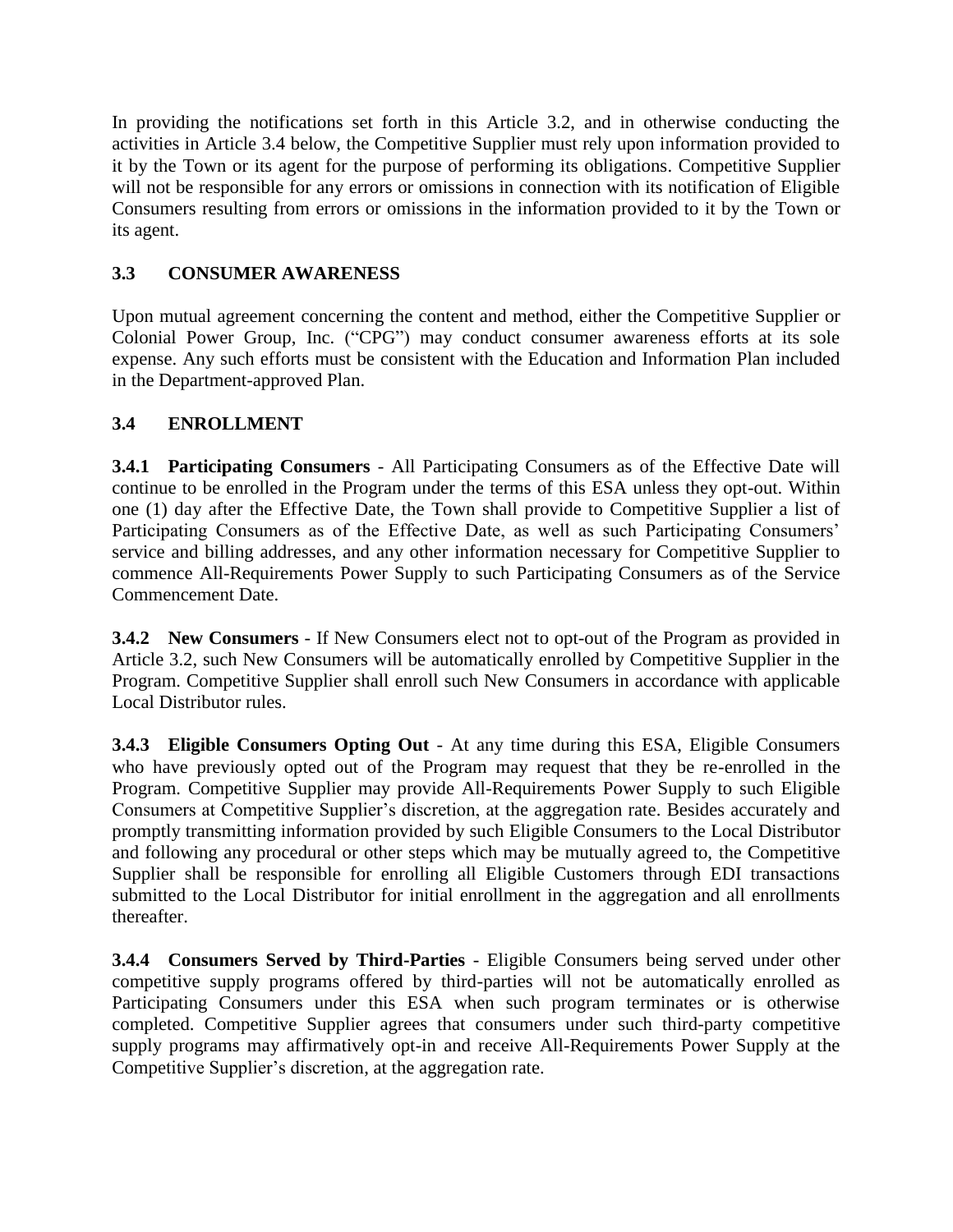In providing the notifications set forth in this Article 3.2, and in otherwise conducting the activities in Article 3.4 below, the Competitive Supplier must rely upon information provided to it by the Town or its agent for the purpose of performing its obligations. Competitive Supplier will not be responsible for any errors or omissions in connection with its notification of Eligible Consumers resulting from errors or omissions in the information provided to it by the Town or its agent.

### 3.3 CONSUMER AWARENESS

Upon mutual agreement concerning the content and method, either the Competitive Supplier or Colonial Power Group, Inc. ("CPG") may conduct consumer awareness efforts at its sole expense. Any such efforts must be consistent with the Education and Information Plan included in the Department-approved Plan.

### 3.4 ENROLLMENT

**3.4.1 Participating Consumers** - All Participating Consumers as of the Effective Date will continue to be enrolled in the Program under the terms of this ESA unless they opt-out. Within one (1) day after the Effective Date, the Town shall provide to Competitive Supplier a list of Participating Consumers as of the Effective Date, as well as such Participating Consumers' service and billing addresses, and any other information necessary for Competitive Supplier to commence All-Requirements Power Supply to such Participating Consumers as of the Service Commencement Date.

**3.4.2 New Consumers** - If New Consumers elect not to opt-out of the Program as provided in Article 3.2, such New Consumers will be automatically enrolled by Competitive Supplier in the Program. Competitive Supplier shall enroll such New Consumers in accordance with applicable Local Distributor rules.

**3.4.3 Eligible Consumers Opting Out** - At any time during this ESA, Eligible Consumers who have previously opted out of the Program may request that they be re-enrolled in the Program. Competitive Supplier may provide All-Requirements Power Supply to such Eligible Consumers at Competitive Supplier's discretion, at the aggregation rate. Besides accurately and promptly transmitting information provided by such Eligible Consumers to the Local Distributor and following any procedural or other steps which may be mutually agreed to, the Competitive Supplier shall be responsible for enrolling all Eligible Customers through EDI transactions submitted to the Local Distributor for initial enrollment in the aggregation and all enrollments thereafter.

**3.4.4 Consumers Served by Third-Parties** - Eligible Consumers being served under other competitive supply programs offered by third-parties will not be automatically enrolled as Participating Consumers under this ESA when such program terminates or is otherwise completed. Competitive Supplier agrees that consumers under such third-party competitive supply programs may affirmatively opt-in and receive All-Requirements Power Supply at the Competitive Supplier's discretion, at the aggregation rate.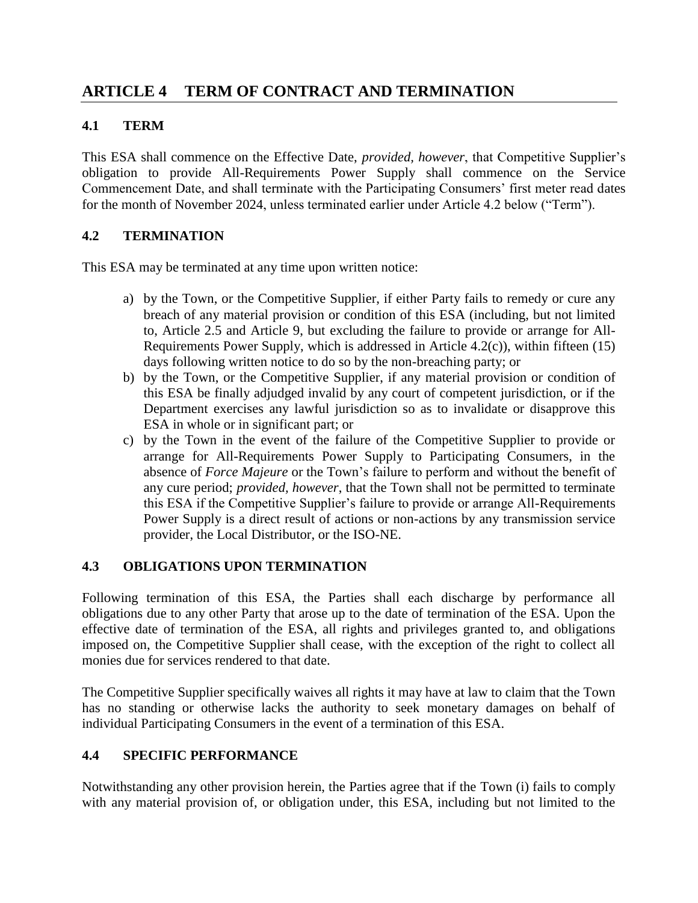# ARTICLE 4 TERM OF CONTRACT AND TERMINATION

## 4.1 TERM

This ESA shall commence on the Effective Date, *provided, however*, that Competitive Supplier's obligation to provide All-Requirements Power Supply shall commence on the Service Commencement Date, and shall terminate with the Participating Consumers' first meter read dates for the month of November 2024, unless terminated earlier under Article 4.2 below ("Term").

## 4.2 TERMINATION

This ESA may be terminated at any time upon written notice:

a) by the Town, or the Competitive Supplier, if either Party fails to remedy or cure any breach of any material provision or condition of this ESA (including, but not limited to, Article 2.5 and Article 9, but excluding the failure to provide or arrange for All-Requirements Power Supply, which is addressed in Article 4.2(c)), within fifteen (15) days following written notice to do so by the non-breaching party; or
b) by the Town, or the Competitive Supplier, if any material provision or condition of this ESA be finally adjudged invalid by any court of competent jurisdiction, or if the Department exercises any lawful jurisdiction so as to invalidate or disapprove this ESA in whole or in significant part; or
c) by the Town in the event of the failure of the Competitive Supplier to provide or arrange for All-Requirements Power Supply to Participating Consumers, in the absence of *Force Majeure* or the Town's failure to perform and without the benefit of any cure period; *provided, however*, that the Town shall not be permitted to terminate this ESA if the Competitive Supplier's failure to provide or arrange All-Requirements Power Supply is a direct result of actions or non-actions by any transmission service provider, the Local Distributor, or the ISO-NE.

## 4.3 OBLIGATIONS UPON TERMINATION

Following termination of this ESA, the Parties shall each discharge by performance all obligations due to any other Party that arose up to the date of termination of the ESA. Upon the effective date of termination of the ESA, all rights and privileges granted to, and obligations imposed on, the Competitive Supplier shall cease, with the exception of the right to collect all monies due for services rendered to that date.

The Competitive Supplier specifically waives all rights it may have at law to claim that the Town has no standing or otherwise lacks the authority to seek monetary damages on behalf of individual Participating Consumers in the event of a termination of this ESA.

## 4.4 SPECIFIC PERFORMANCE

Notwithstanding any other provision herein, the Parties agree that if the Town (i) fails to comply with any material provision of, or obligation under, this ESA, including but not limited to the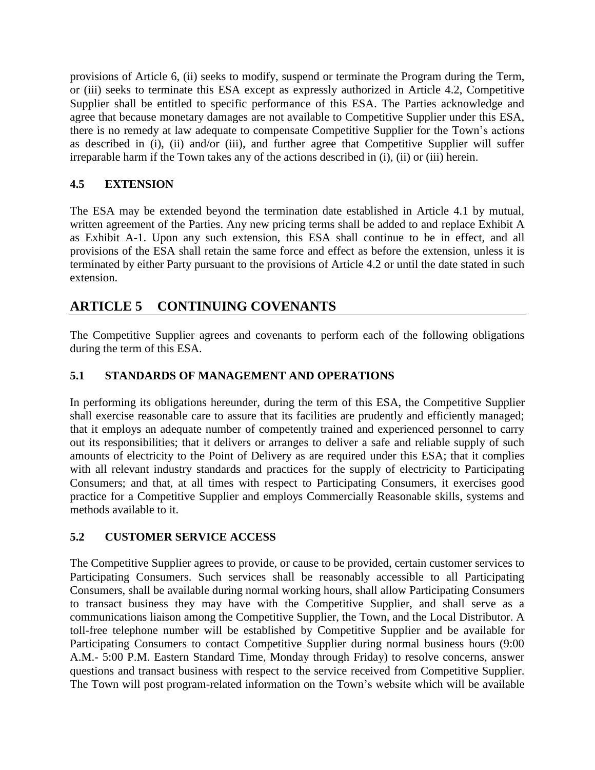provisions of Article 6, (ii) seeks to modify, suspend or terminate the Program during the Term, or (iii) seeks to terminate this ESA except as expressly authorized in Article 4.2, Competitive Supplier shall be entitled to specific performance of this ESA. The Parties acknowledge and agree that because monetary damages are not available to Competitive Supplier under this ESA, there is no remedy at law adequate to compensate Competitive Supplier for the Town's actions as described in (i), (ii) and/or (iii), and further agree that Competitive Supplier will suffer irreparable harm if the Town takes any of the actions described in (i), (ii) or (iii) herein.

### 4.5 EXTENSION

The ESA may be extended beyond the termination date established in Article 4.1 by mutual, written agreement of the Parties. Any new pricing terms shall be added to and replace Exhibit A as Exhibit A-1. Upon any such extension, this ESA shall continue to be in effect, and all provisions of the ESA shall retain the same force and effect as before the extension, unless it is terminated by either Party pursuant to the provisions of Article 4.2 or until the date stated in such extension.

## ARTICLE 5 CONTINUING COVENANTS

The Competitive Supplier agrees and covenants to perform each of the following obligations during the term of this ESA.

### 5.1 STANDARDS OF MANAGEMENT AND OPERATIONS

In performing its obligations hereunder, during the term of this ESA, the Competitive Supplier shall exercise reasonable care to assure that its facilities are prudently and efficiently managed; that it employs an adequate number of competently trained and experienced personnel to carry out its responsibilities; that it delivers or arranges to deliver a safe and reliable supply of such amounts of electricity to the Point of Delivery as are required under this ESA; that it complies with all relevant industry standards and practices for the supply of electricity to Participating Consumers; and that, at all times with respect to Participating Consumers, it exercises good practice for a Competitive Supplier and employs Commercially Reasonable skills, systems and methods available to it.

### 5.2 CUSTOMER SERVICE ACCESS

The Competitive Supplier agrees to provide, or cause to be provided, certain customer services to Participating Consumers. Such services shall be reasonably accessible to all Participating Consumers, shall be available during normal working hours, shall allow Participating Consumers to transact business they may have with the Competitive Supplier, and shall serve as a communications liaison among the Competitive Supplier, the Town, and the Local Distributor. A toll-free telephone number will be established by Competitive Supplier and be available for Participating Consumers to contact Competitive Supplier during normal business hours (9:00 A.M.- 5:00 P.M. Eastern Standard Time, Monday through Friday) to resolve concerns, answer questions and transact business with respect to the service received from Competitive Supplier. The Town will post program-related information on the Town's website which will be available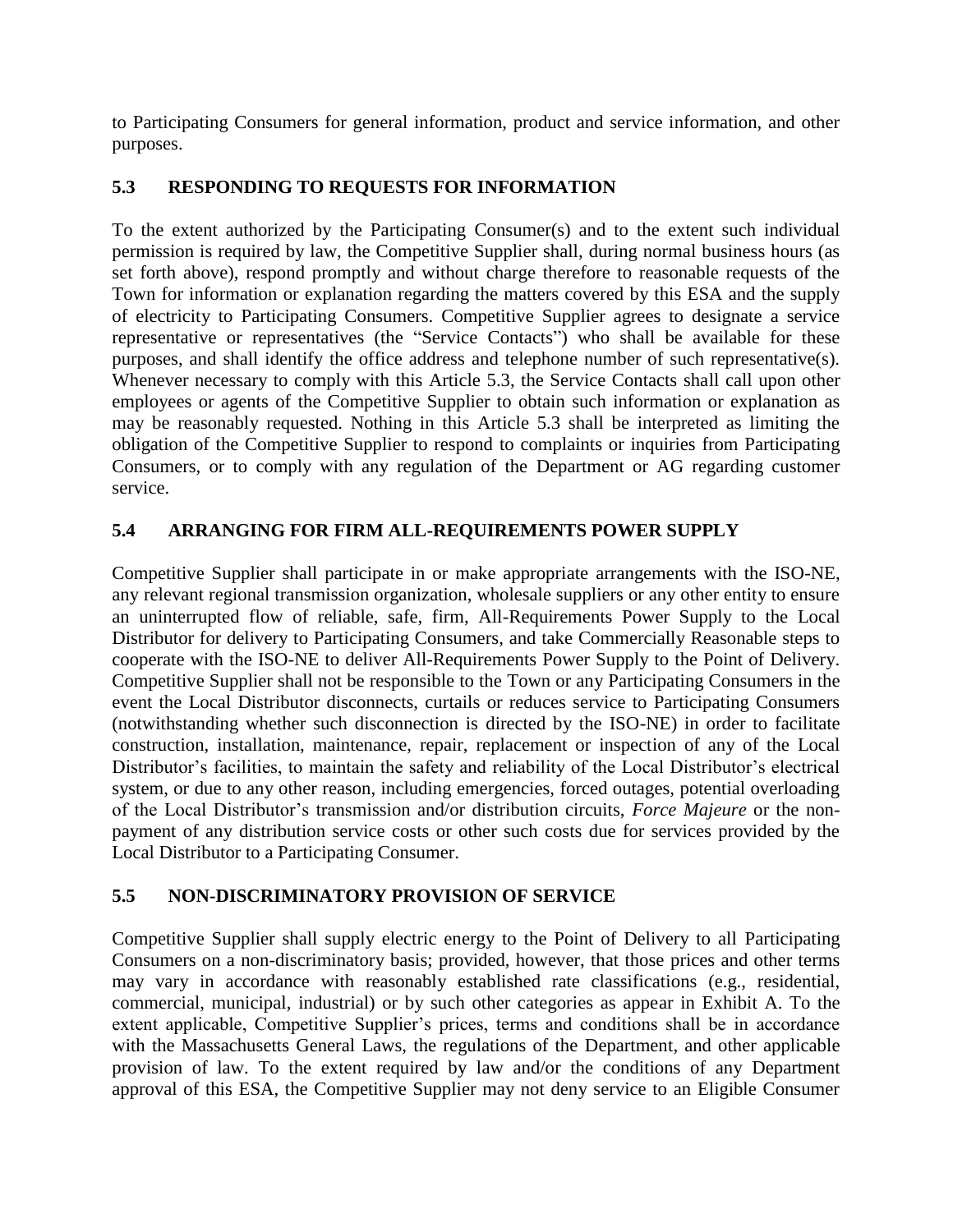to Participating Consumers for general information, product and service information, and other purposes.

## 5.3 RESPONDING TO REQUESTS FOR INFORMATION

To the extent authorized by the Participating Consumer(s) and to the extent such individual permission is required by law, the Competitive Supplier shall, during normal business hours (as set forth above), respond promptly and without charge therefore to reasonable requests of the Town for information or explanation regarding the matters covered by this ESA and the supply of electricity to Participating Consumers. Competitive Supplier agrees to designate a service representative or representatives (the "Service Contacts") who shall be available for these purposes, and shall identify the office address and telephone number of such representative(s). Whenever necessary to comply with this Article 5.3, the Service Contacts shall call upon other employees or agents of the Competitive Supplier to obtain such information or explanation as may be reasonably requested. Nothing in this Article 5.3 shall be interpreted as limiting the obligation of the Competitive Supplier to respond to complaints or inquiries from Participating Consumers, or to comply with any regulation of the Department or AG regarding customer service.

## 5.4 ARRANGING FOR FIRM ALL-REQUIREMENTS POWER SUPPLY

Competitive Supplier shall participate in or make appropriate arrangements with the ISO-NE, any relevant regional transmission organization, wholesale suppliers or any other entity to ensure an uninterrupted flow of reliable, safe, firm, All-Requirements Power Supply to the Local Distributor for delivery to Participating Consumers, and take Commercially Reasonable steps to cooperate with the ISO-NE to deliver All-Requirements Power Supply to the Point of Delivery. Competitive Supplier shall not be responsible to the Town or any Participating Consumers in the event the Local Distributor disconnects, curtails or reduces service to Participating Consumers (notwithstanding whether such disconnection is directed by the ISO-NE) in order to facilitate construction, installation, maintenance, repair, replacement or inspection of any of the Local Distributor's facilities, to maintain the safety and reliability of the Local Distributor's electrical system, or due to any other reason, including emergencies, forced outages, potential overloading of the Local Distributor's transmission and/or distribution circuits, *Force Majeure* or the non-payment of any distribution service costs or other such costs due for services provided by the Local Distributor to a Participating Consumer.

## 5.5 NON-DISCRIMINATORY PROVISION OF SERVICE

Competitive Supplier shall supply electric energy to the Point of Delivery to all Participating Consumers on a non-discriminatory basis; provided, however, that those prices and other terms may vary in accordance with reasonably established rate classifications (e.g., residential, commercial, municipal, industrial) or by such other categories as appear in Exhibit A. To the extent applicable, Competitive Supplier's prices, terms and conditions shall be in accordance with the Massachusetts General Laws, the regulations of the Department, and other applicable provision of law. To the extent required by law and/or the conditions of any Department approval of this ESA, the Competitive Supplier may not deny service to an Eligible Consumer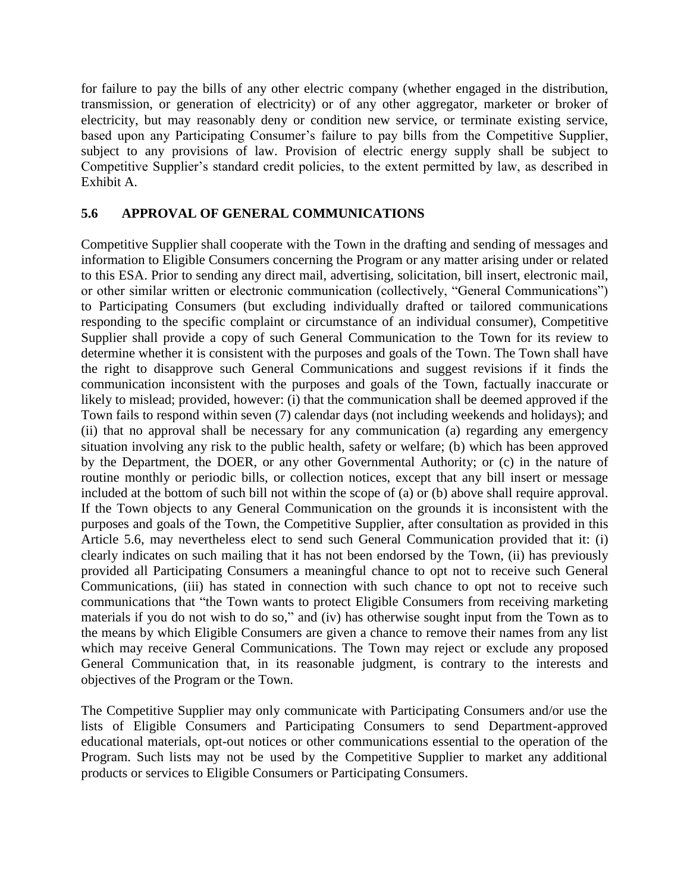for failure to pay the bills of any other electric company (whether engaged in the distribution, transmission, or generation of electricity) or of any other aggregator, marketer or broker of electricity, but may reasonably deny or condition new service, or terminate existing service, based upon any Participating Consumer's failure to pay bills from the Competitive Supplier, subject to any provisions of law. Provision of electric energy supply shall be subject to Competitive Supplier's standard credit policies, to the extent permitted by law, as described in Exhibit A.

### 5.6 APPROVAL OF GENERAL COMMUNICATIONS

Competitive Supplier shall cooperate with the Town in the drafting and sending of messages and information to Eligible Consumers concerning the Program or any matter arising under or related to this ESA. Prior to sending any direct mail, advertising, solicitation, bill insert, electronic mail, or other similar written or electronic communication (collectively, "General Communications") to Participating Consumers (but excluding individually drafted or tailored communications responding to the specific complaint or circumstance of an individual consumer), Competitive Supplier shall provide a copy of such General Communication to the Town for its review to determine whether it is consistent with the purposes and goals of the Town. The Town shall have the right to disapprove such General Communications and suggest revisions if it finds the communication inconsistent with the purposes and goals of the Town, factually inaccurate or likely to mislead; provided, however: (i) that the communication shall be deemed approved if the Town fails to respond within seven (7) calendar days (not including weekends and holidays); and (ii) that no approval shall be necessary for any communication (a) regarding any emergency situation involving any risk to the public health, safety or welfare; (b) which has been approved by the Department, the DOER, or any other Governmental Authority; or (c) in the nature of routine monthly or periodic bills, or collection notices, except that any bill insert or message included at the bottom of such bill not within the scope of (a) or (b) above shall require approval. If the Town objects to any General Communication on the grounds it is inconsistent with the purposes and goals of the Town, the Competitive Supplier, after consultation as provided in this Article 5.6, may nevertheless elect to send such General Communication provided that it: (i) clearly indicates on such mailing that it has not been endorsed by the Town, (ii) has previously provided all Participating Consumers a meaningful chance to opt not to receive such General Communications, (iii) has stated in connection with such chance to opt not to receive such communications that "the Town wants to protect Eligible Consumers from receiving marketing materials if you do not wish to do so," and (iv) has otherwise sought input from the Town as to the means by which Eligible Consumers are given a chance to remove their names from any list which may receive General Communications. The Town may reject or exclude any proposed General Communication that, in its reasonable judgment, is contrary to the interests and objectives of the Program or the Town.

The Competitive Supplier may only communicate with Participating Consumers and/or use the lists of Eligible Consumers and Participating Consumers to send Department-approved educational materials, opt-out notices or other communications essential to the operation of the Program. Such lists may not be used by the Competitive Supplier to market any additional products or services to Eligible Consumers or Participating Consumers.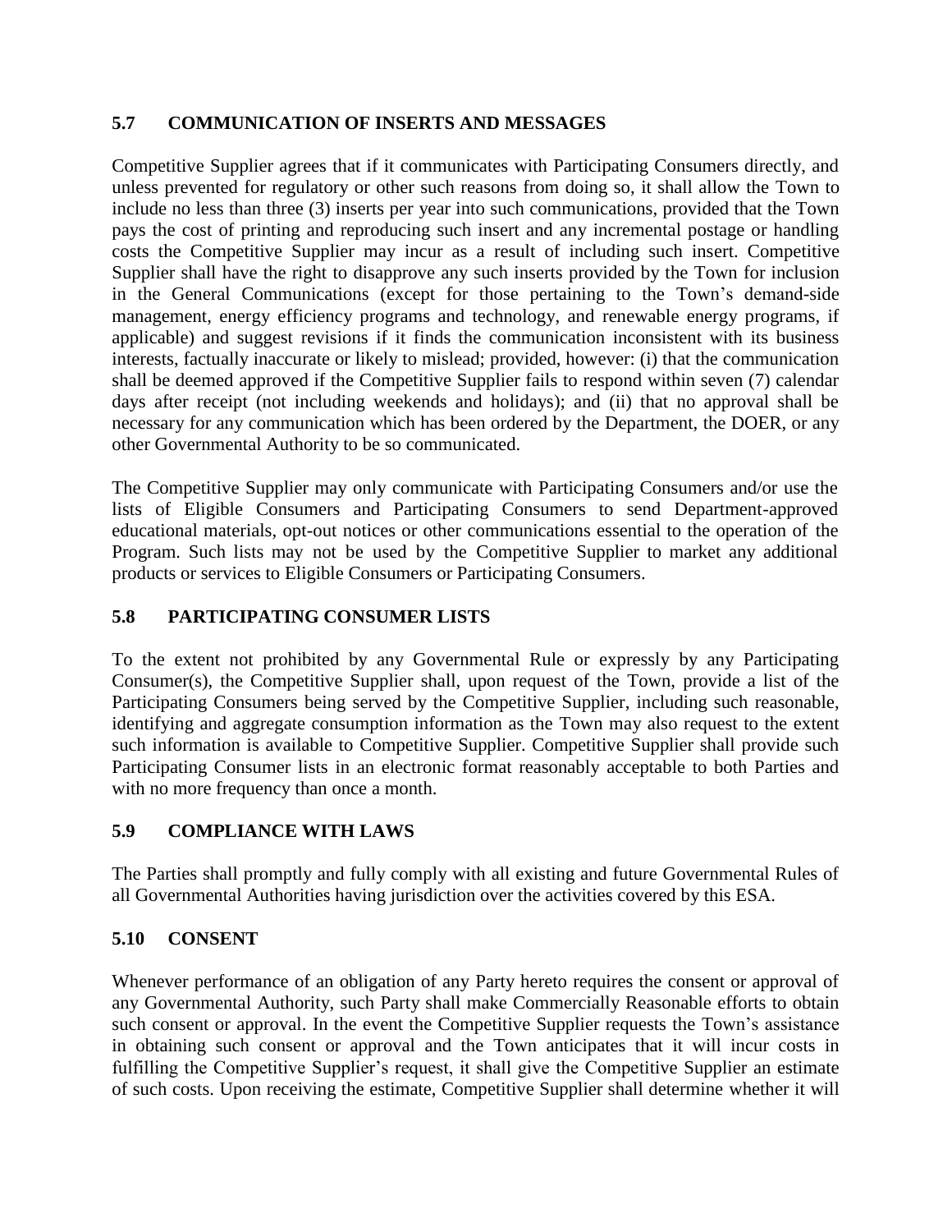### 5.7 COMMUNICATION OF INSERTS AND MESSAGES

Competitive Supplier agrees that if it communicates with Participating Consumers directly, and unless prevented for regulatory or other such reasons from doing so, it shall allow the Town to include no less than three (3) inserts per year into such communications, provided that the Town pays the cost of printing and reproducing such insert and any incremental postage or handling costs the Competitive Supplier may incur as a result of including such insert. Competitive Supplier shall have the right to disapprove any such inserts provided by the Town for inclusion in the General Communications (except for those pertaining to the Town's demand-side management, energy efficiency programs and technology, and renewable energy programs, if applicable) and suggest revisions if it finds the communication inconsistent with its business interests, factually inaccurate or likely to mislead; provided, however: (i) that the communication shall be deemed approved if the Competitive Supplier fails to respond within seven (7) calendar days after receipt (not including weekends and holidays); and (ii) that no approval shall be necessary for any communication which has been ordered by the Department, the DOER, or any other Governmental Authority to be so communicated.

The Competitive Supplier may only communicate with Participating Consumers and/or use the lists of Eligible Consumers and Participating Consumers to send Department-approved educational materials, opt-out notices or other communications essential to the operation of the Program. Such lists may not be used by the Competitive Supplier to market any additional products or services to Eligible Consumers or Participating Consumers.

### 5.8 PARTICIPATING CONSUMER LISTS

To the extent not prohibited by any Governmental Rule or expressly by any Participating Consumer(s), the Competitive Supplier shall, upon request of the Town, provide a list of the Participating Consumers being served by the Competitive Supplier, including such reasonable, identifying and aggregate consumption information as the Town may also request to the extent such information is available to Competitive Supplier. Competitive Supplier shall provide such Participating Consumer lists in an electronic format reasonably acceptable to both Parties and with no more frequency than once a month.

### 5.9 COMPLIANCE WITH LAWS

The Parties shall promptly and fully comply with all existing and future Governmental Rules of all Governmental Authorities having jurisdiction over the activities covered by this ESA.

### 5.10 CONSENT

Whenever performance of an obligation of any Party hereto requires the consent or approval of any Governmental Authority, such Party shall make Commercially Reasonable efforts to obtain such consent or approval. In the event the Competitive Supplier requests the Town's assistance in obtaining such consent or approval and the Town anticipates that it will incur costs in fulfilling the Competitive Supplier's request, it shall give the Competitive Supplier an estimate of such costs. Upon receiving the estimate, Competitive Supplier shall determine whether it will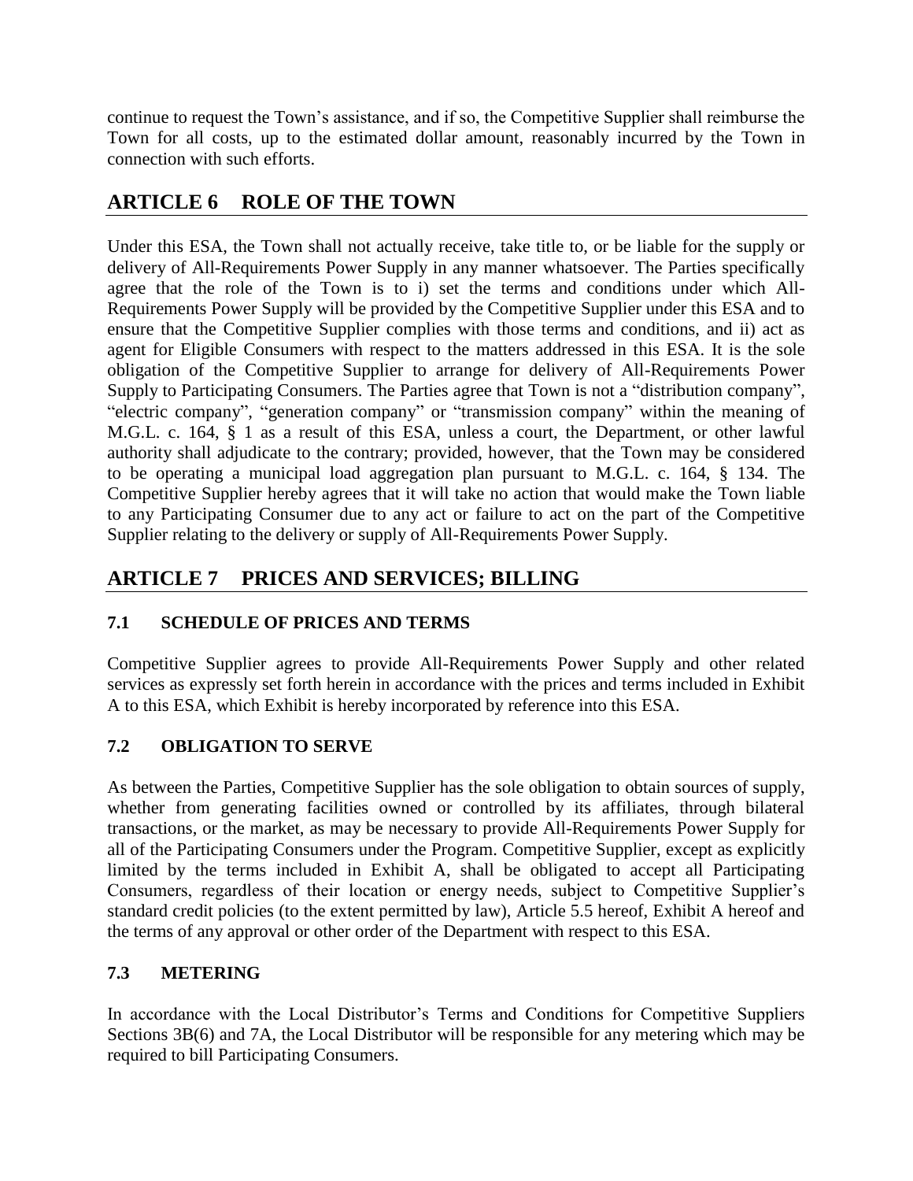continue to request the Town's assistance, and if so, the Competitive Supplier shall reimburse the Town for all costs, up to the estimated dollar amount, reasonably incurred by the Town in connection with such efforts.

## ARTICLE 6 ROLE OF THE TOWN

Under this ESA, the Town shall not actually receive, take title to, or be liable for the supply or delivery of All-Requirements Power Supply in any manner whatsoever. The Parties specifically agree that the role of the Town is to i) set the terms and conditions under which All-Requirements Power Supply will be provided by the Competitive Supplier under this ESA and to ensure that the Competitive Supplier complies with those terms and conditions, and ii) act as agent for Eligible Consumers with respect to the matters addressed in this ESA. It is the sole obligation of the Competitive Supplier to arrange for delivery of All-Requirements Power Supply to Participating Consumers. The Parties agree that Town is not a "distribution company", "electric company", "generation company" or "transmission company" within the meaning of M.G.L. c. 164, § 1 as a result of this ESA, unless a court, the Department, or other lawful authority shall adjudicate to the contrary; provided, however, that the Town may be considered to be operating a municipal load aggregation plan pursuant to M.G.L. c. 164, § 134. The Competitive Supplier hereby agrees that it will take no action that would make the Town liable to any Participating Consumer due to any act or failure to act on the part of the Competitive Supplier relating to the delivery or supply of All-Requirements Power Supply.

## ARTICLE 7 PRICES AND SERVICES; BILLING

### 7.1 SCHEDULE OF PRICES AND TERMS

Competitive Supplier agrees to provide All-Requirements Power Supply and other related services as expressly set forth herein in accordance with the prices and terms included in Exhibit A to this ESA, which Exhibit is hereby incorporated by reference into this ESA.

### 7.2 OBLIGATION TO SERVE

As between the Parties, Competitive Supplier has the sole obligation to obtain sources of supply, whether from generating facilities owned or controlled by its affiliates, through bilateral transactions, or the market, as may be necessary to provide All-Requirements Power Supply for all of the Participating Consumers under the Program. Competitive Supplier, except as explicitly limited by the terms included in Exhibit A, shall be obligated to accept all Participating Consumers, regardless of their location or energy needs, subject to Competitive Supplier's standard credit policies (to the extent permitted by law), Article 5.5 hereof, Exhibit A hereof and the terms of any approval or other order of the Department with respect to this ESA.

### 7.3 METERING

In accordance with the Local Distributor's Terms and Conditions for Competitive Suppliers Sections 3B(6) and 7A, the Local Distributor will be responsible for any metering which may be required to bill Participating Consumers.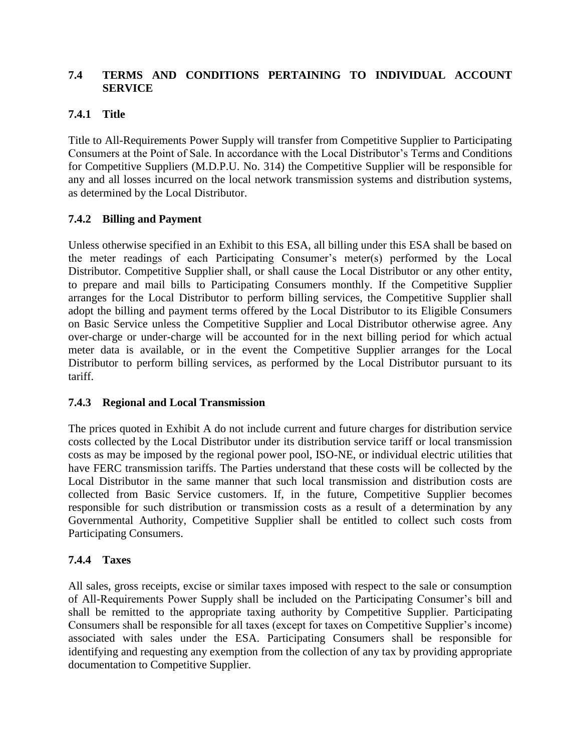## 7.4 TERMS AND CONDITIONS PERTAINING TO INDIVIDUAL ACCOUNT SERVICE

### 7.4.1 Title

Title to All-Requirements Power Supply will transfer from Competitive Supplier to Participating Consumers at the Point of Sale. In accordance with the Local Distributor's Terms and Conditions for Competitive Suppliers (M.D.P.U. No. 314) the Competitive Supplier will be responsible for any and all losses incurred on the local network transmission systems and distribution systems, as determined by the Local Distributor.

### 7.4.2 Billing and Payment

Unless otherwise specified in an Exhibit to this ESA, all billing under this ESA shall be based on the meter readings of each Participating Consumer's meter(s) performed by the Local Distributor. Competitive Supplier shall, or shall cause the Local Distributor or any other entity, to prepare and mail bills to Participating Consumers monthly. If the Competitive Supplier arranges for the Local Distributor to perform billing services, the Competitive Supplier shall adopt the billing and payment terms offered by the Local Distributor to its Eligible Consumers on Basic Service unless the Competitive Supplier and Local Distributor otherwise agree. Any over-charge or under-charge will be accounted for in the next billing period for which actual meter data is available, or in the event the Competitive Supplier arranges for the Local Distributor to perform billing services, as performed by the Local Distributor pursuant to its tariff.

### 7.4.3 Regional and Local Transmission

The prices quoted in Exhibit A do not include current and future charges for distribution service costs collected by the Local Distributor under its distribution service tariff or local transmission costs as may be imposed by the regional power pool, ISO-NE, or individual electric utilities that have FERC transmission tariffs. The Parties understand that these costs will be collected by the Local Distributor in the same manner that such local transmission and distribution costs are collected from Basic Service customers. If, in the future, Competitive Supplier becomes responsible for such distribution or transmission costs as a result of a determination by any Governmental Authority, Competitive Supplier shall be entitled to collect such costs from Participating Consumers.

### 7.4.4 Taxes

All sales, gross receipts, excise or similar taxes imposed with respect to the sale or consumption of All-Requirements Power Supply shall be included on the Participating Consumer's bill and shall be remitted to the appropriate taxing authority by Competitive Supplier. Participating Consumers shall be responsible for all taxes (except for taxes on Competitive Supplier's income) associated with sales under the ESA. Participating Consumers shall be responsible for identifying and requesting any exemption from the collection of any tax by providing appropriate documentation to Competitive Supplier.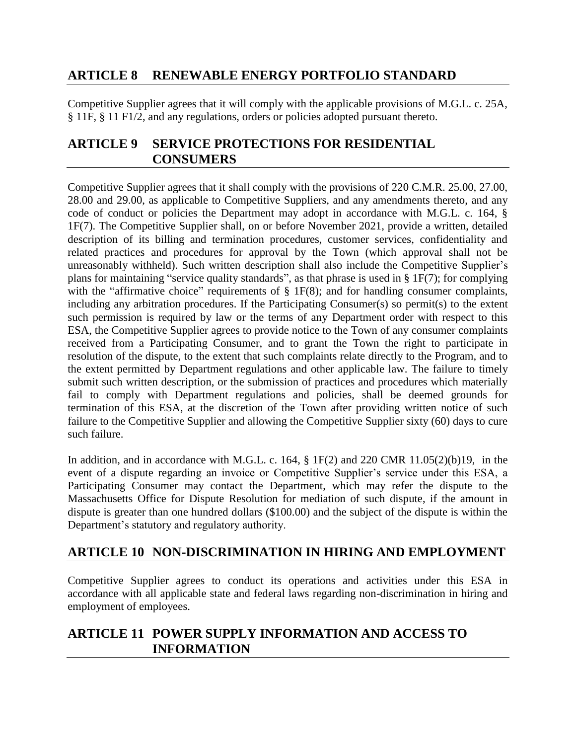## ARTICLE 8 RENEWABLE ENERGY PORTFOLIO STANDARD

Competitive Supplier agrees that it will comply with the applicable provisions of M.G.L. c. 25A, § 11F, § 11 F1/2, and any regulations, orders or policies adopted pursuant thereto.

## ARTICLE 9 SERVICE PROTECTIONS FOR RESIDENTIAL CONSUMERS

Competitive Supplier agrees that it shall comply with the provisions of 220 C.M.R. 25.00, 27.00, 28.00 and 29.00, as applicable to Competitive Suppliers, and any amendments thereto, and any code of conduct or policies the Department may adopt in accordance with M.G.L. c. 164, § 1F(7). The Competitive Supplier shall, on or before November 2021, provide a written, detailed description of its billing and termination procedures, customer services, confidentiality and related practices and procedures for approval by the Town (which approval shall not be unreasonably withheld). Such written description shall also include the Competitive Supplier's plans for maintaining "service quality standards", as that phrase is used in § 1F(7); for complying with the "affirmative choice" requirements of § 1F(8); and for handling consumer complaints, including any arbitration procedures. If the Participating Consumer(s) so permit(s) to the extent such permission is required by law or the terms of any Department order with respect to this ESA, the Competitive Supplier agrees to provide notice to the Town of any consumer complaints received from a Participating Consumer, and to grant the Town the right to participate in resolution of the dispute, to the extent that such complaints relate directly to the Program, and to the extent permitted by Department regulations and other applicable law. The failure to timely submit such written description, or the submission of practices and procedures which materially fail to comply with Department regulations and policies, shall be deemed grounds for termination of this ESA, at the discretion of the Town after providing written notice of such failure to the Competitive Supplier and allowing the Competitive Supplier sixty (60) days to cure such failure.

In addition, and in accordance with M.G.L. c. 164, § 1F(2) and 220 CMR 11.05(2)(b)19, in the event of a dispute regarding an invoice or Competitive Supplier's service under this ESA, a Participating Consumer may contact the Department, which may refer the dispute to the Massachusetts Office for Dispute Resolution for mediation of such dispute, if the amount in dispute is greater than one hundred dollars ($100.00) and the subject of the dispute is within the Department's statutory and regulatory authority.

## ARTICLE 10 NON-DISCRIMINATION IN HIRING AND EMPLOYMENT

Competitive Supplier agrees to conduct its operations and activities under this ESA in accordance with all applicable state and federal laws regarding non-discrimination in hiring and employment of employees.

## ARTICLE 11 POWER SUPPLY INFORMATION AND ACCESS TO INFORMATION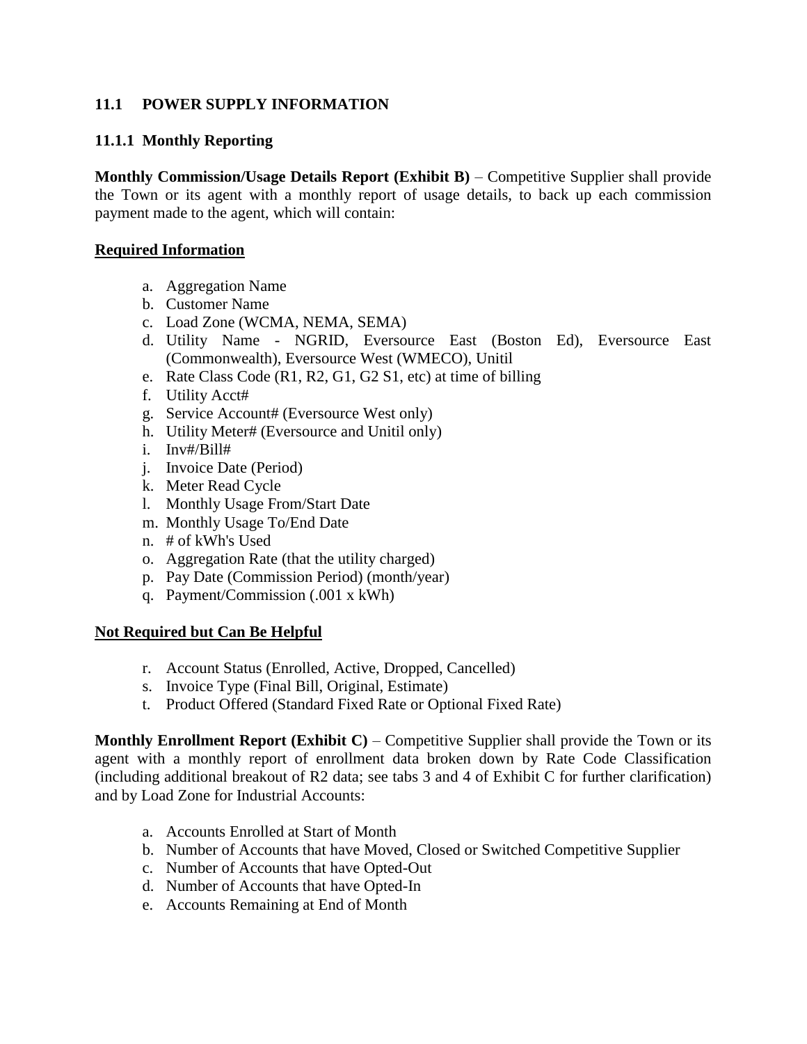### 11.1 POWER SUPPLY INFORMATION

#### 11.1.1 Monthly Reporting

**Monthly Commission/Usage Details Report (Exhibit B)** – Competitive Supplier shall provide the Town or its agent with a monthly report of usage details, to back up each commission payment made to the agent, which will contain:

**Required Information**

a. Aggregation Name
b. Customer Name
c. Load Zone (WCMA, NEMA, SEMA)
d. Utility Name - NGRID, Eversource East (Boston Ed), Eversource East (Commonwealth), Eversource West (WMECO), Unitil
e. Rate Class Code (R1, R2, G1, G2 S1, etc) at time of billing
f. Utility Acct#
g. Service Account# (Eversource West only)
h. Utility Meter# (Eversource and Unitil only)
i. Inv#/Bill#
j. Invoice Date (Period)
k. Meter Read Cycle
l. Monthly Usage From/Start Date
m. Monthly Usage To/End Date
n. # of kWh's Used
o. Aggregation Rate (that the utility charged)
p. Pay Date (Commission Period) (month/year)
q. Payment/Commission (.001 x kWh)

**Not Required but Can Be Helpful**

r. Account Status (Enrolled, Active, Dropped, Cancelled)
s. Invoice Type (Final Bill, Original, Estimate)
t. Product Offered (Standard Fixed Rate or Optional Fixed Rate)

**Monthly Enrollment Report (Exhibit C)** – Competitive Supplier shall provide the Town or its agent with a monthly report of enrollment data broken down by Rate Code Classification (including additional breakout of R2 data; see tabs 3 and 4 of Exhibit C for further clarification) and by Load Zone for Industrial Accounts:

a. Accounts Enrolled at Start of Month
b. Number of Accounts that have Moved, Closed or Switched Competitive Supplier
c. Number of Accounts that have Opted-Out
d. Number of Accounts that have Opted-In
e. Accounts Remaining at End of Month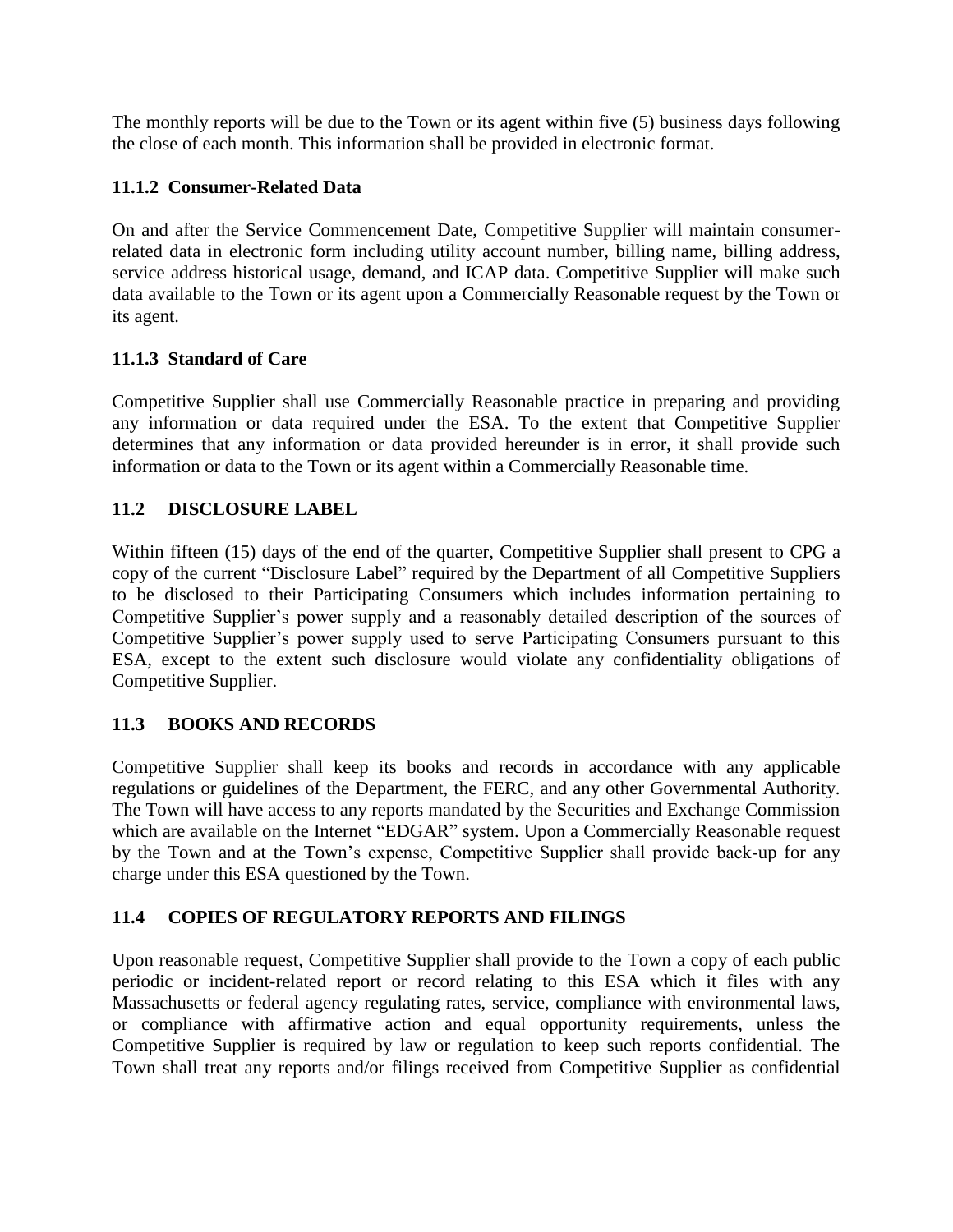The monthly reports will be due to the Town or its agent within five (5) business days following the close of each month. This information shall be provided in electronic format.

#### 11.1.2 Consumer-Related Data

On and after the Service Commencement Date, Competitive Supplier will maintain consumer-related data in electronic form including utility account number, billing name, billing address, service address historical usage, demand, and ICAP data. Competitive Supplier will make such data available to the Town or its agent upon a Commercially Reasonable request by the Town or its agent.

#### 11.1.3 Standard of Care

Competitive Supplier shall use Commercially Reasonable practice in preparing and providing any information or data required under the ESA. To the extent that Competitive Supplier determines that any information or data provided hereunder is in error, it shall provide such information or data to the Town or its agent within a Commercially Reasonable time.

### 11.2 DISCLOSURE LABEL

Within fifteen (15) days of the end of the quarter, Competitive Supplier shall present to CPG a copy of the current "Disclosure Label" required by the Department of all Competitive Suppliers to be disclosed to their Participating Consumers which includes information pertaining to Competitive Supplier's power supply and a reasonably detailed description of the sources of Competitive Supplier's power supply used to serve Participating Consumers pursuant to this ESA, except to the extent such disclosure would violate any confidentiality obligations of Competitive Supplier.

### 11.3 BOOKS AND RECORDS

Competitive Supplier shall keep its books and records in accordance with any applicable regulations or guidelines of the Department, the FERC, and any other Governmental Authority. The Town will have access to any reports mandated by the Securities and Exchange Commission which are available on the Internet "EDGAR" system. Upon a Commercially Reasonable request by the Town and at the Town's expense, Competitive Supplier shall provide back-up for any charge under this ESA questioned by the Town.

### 11.4 COPIES OF REGULATORY REPORTS AND FILINGS

Upon reasonable request, Competitive Supplier shall provide to the Town a copy of each public periodic or incident-related report or record relating to this ESA which it files with any Massachusetts or federal agency regulating rates, service, compliance with environmental laws, or compliance with affirmative action and equal opportunity requirements, unless the Competitive Supplier is required by law or regulation to keep such reports confidential. The Town shall treat any reports and/or filings received from Competitive Supplier as confidential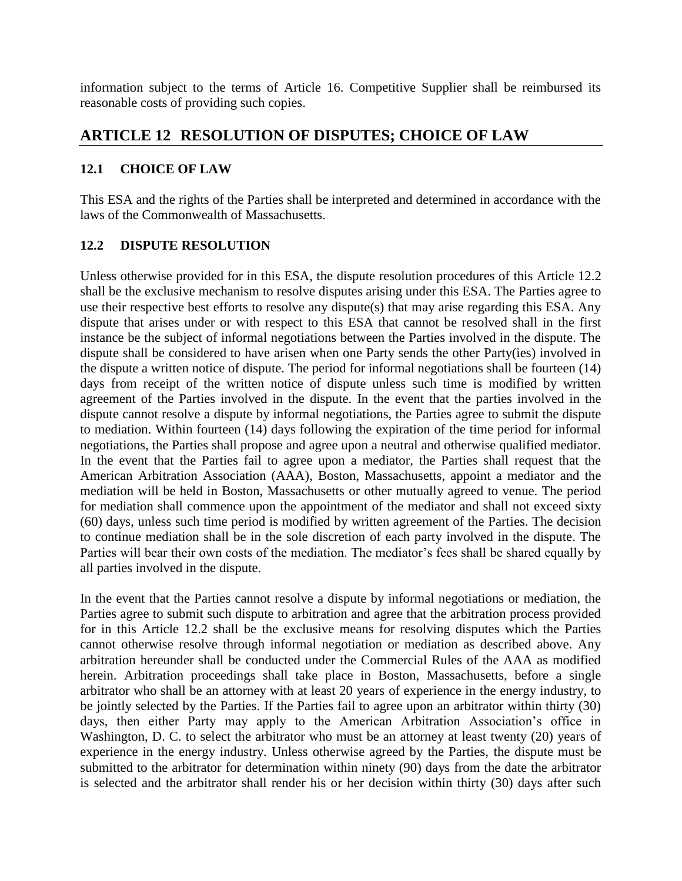information subject to the terms of Article 16. Competitive Supplier shall be reimbursed its reasonable costs of providing such copies.

## ARTICLE 12 RESOLUTION OF DISPUTES; CHOICE OF LAW

### 12.1 CHOICE OF LAW

This ESA and the rights of the Parties shall be interpreted and determined in accordance with the laws of the Commonwealth of Massachusetts.

### 12.2 DISPUTE RESOLUTION

Unless otherwise provided for in this ESA, the dispute resolution procedures of this Article 12.2 shall be the exclusive mechanism to resolve disputes arising under this ESA. The Parties agree to use their respective best efforts to resolve any dispute(s) that may arise regarding this ESA. Any dispute that arises under or with respect to this ESA that cannot be resolved shall in the first instance be the subject of informal negotiations between the Parties involved in the dispute. The dispute shall be considered to have arisen when one Party sends the other Party(ies) involved in the dispute a written notice of dispute. The period for informal negotiations shall be fourteen (14) days from receipt of the written notice of dispute unless such time is modified by written agreement of the Parties involved in the dispute. In the event that the parties involved in the dispute cannot resolve a dispute by informal negotiations, the Parties agree to submit the dispute to mediation. Within fourteen (14) days following the expiration of the time period for informal negotiations, the Parties shall propose and agree upon a neutral and otherwise qualified mediator. In the event that the Parties fail to agree upon a mediator, the Parties shall request that the American Arbitration Association (AAA), Boston, Massachusetts, appoint a mediator and the mediation will be held in Boston, Massachusetts or other mutually agreed to venue. The period for mediation shall commence upon the appointment of the mediator and shall not exceed sixty (60) days, unless such time period is modified by written agreement of the Parties. The decision to continue mediation shall be in the sole discretion of each party involved in the dispute. The Parties will bear their own costs of the mediation. The mediator's fees shall be shared equally by all parties involved in the dispute.

In the event that the Parties cannot resolve a dispute by informal negotiations or mediation, the Parties agree to submit such dispute to arbitration and agree that the arbitration process provided for in this Article 12.2 shall be the exclusive means for resolving disputes which the Parties cannot otherwise resolve through informal negotiation or mediation as described above. Any arbitration hereunder shall be conducted under the Commercial Rules of the AAA as modified herein. Arbitration proceedings shall take place in Boston, Massachusetts, before a single arbitrator who shall be an attorney with at least 20 years of experience in the energy industry, to be jointly selected by the Parties. If the Parties fail to agree upon an arbitrator within thirty (30) days, then either Party may apply to the American Arbitration Association's office in Washington, D. C. to select the arbitrator who must be an attorney at least twenty (20) years of experience in the energy industry. Unless otherwise agreed by the Parties, the dispute must be submitted to the arbitrator for determination within ninety (90) days from the date the arbitrator is selected and the arbitrator shall render his or her decision within thirty (30) days after such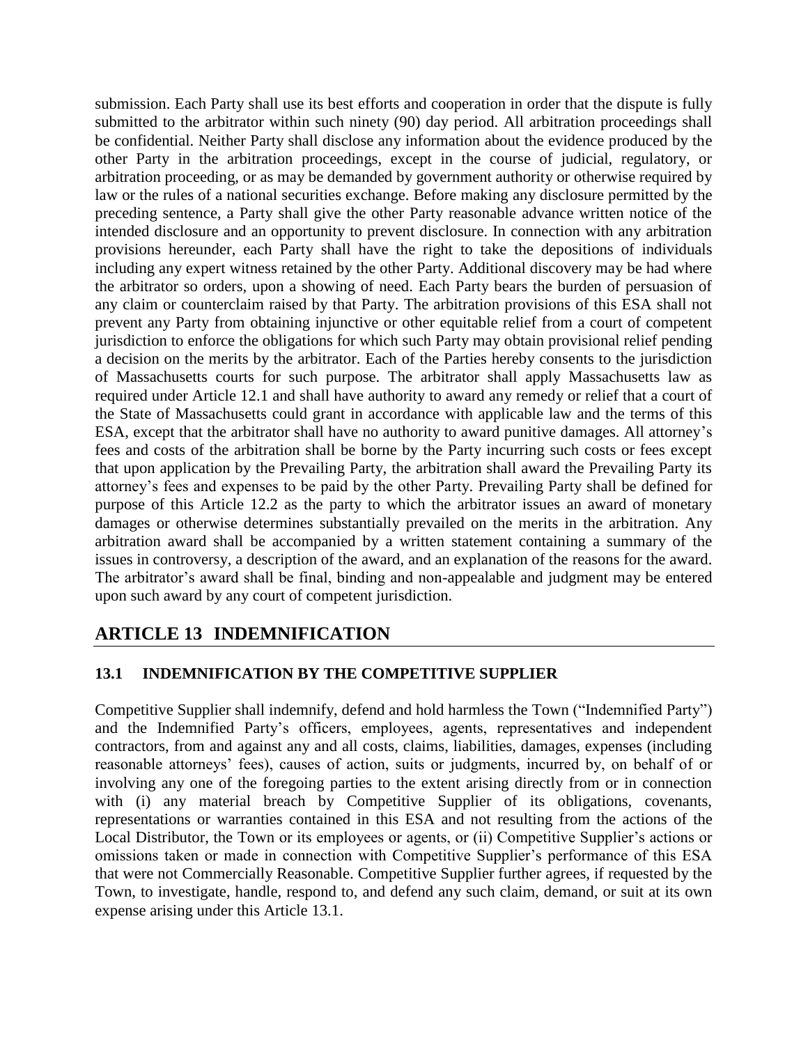submission. Each Party shall use its best efforts and cooperation in order that the dispute is fully submitted to the arbitrator within such ninety (90) day period. All arbitration proceedings shall be confidential. Neither Party shall disclose any information about the evidence produced by the other Party in the arbitration proceedings, except in the course of judicial, regulatory, or arbitration proceeding, or as may be demanded by government authority or otherwise required by law or the rules of a national securities exchange. Before making any disclosure permitted by the preceding sentence, a Party shall give the other Party reasonable advance written notice of the intended disclosure and an opportunity to prevent disclosure. In connection with any arbitration provisions hereunder, each Party shall have the right to take the depositions of individuals including any expert witness retained by the other Party. Additional discovery may be had where the arbitrator so orders, upon a showing of need. Each Party bears the burden of persuasion of any claim or counterclaim raised by that Party. The arbitration provisions of this ESA shall not prevent any Party from obtaining injunctive or other equitable relief from a court of competent jurisdiction to enforce the obligations for which such Party may obtain provisional relief pending a decision on the merits by the arbitrator. Each of the Parties hereby consents to the jurisdiction of Massachusetts courts for such purpose. The arbitrator shall apply Massachusetts law as required under Article 12.1 and shall have authority to award any remedy or relief that a court of the State of Massachusetts could grant in accordance with applicable law and the terms of this ESA, except that the arbitrator shall have no authority to award punitive damages. All attorney's fees and costs of the arbitration shall be borne by the Party incurring such costs or fees except that upon application by the Prevailing Party, the arbitration shall award the Prevailing Party its attorney's fees and expenses to be paid by the other Party. Prevailing Party shall be defined for purpose of this Article 12.2 as the party to which the arbitrator issues an award of monetary damages or otherwise determines substantially prevailed on the merits in the arbitration. Any arbitration award shall be accompanied by a written statement containing a summary of the issues in controversy, a description of the award, and an explanation of the reasons for the award. The arbitrator's award shall be final, binding and non-appealable and judgment may be entered upon such award by any court of competent jurisdiction.

## ARTICLE 13 INDEMNIFICATION

### 13.1 INDEMNIFICATION BY THE COMPETITIVE SUPPLIER

Competitive Supplier shall indemnify, defend and hold harmless the Town ("Indemnified Party") and the Indemnified Party's officers, employees, agents, representatives and independent contractors, from and against any and all costs, claims, liabilities, damages, expenses (including reasonable attorneys' fees), causes of action, suits or judgments, incurred by, on behalf of or involving any one of the foregoing parties to the extent arising directly from or in connection with (i) any material breach by Competitive Supplier of its obligations, covenants, representations or warranties contained in this ESA and not resulting from the actions of the Local Distributor, the Town or its employees or agents, or (ii) Competitive Supplier's actions or omissions taken or made in connection with Competitive Supplier's performance of this ESA that were not Commercially Reasonable. Competitive Supplier further agrees, if requested by the Town, to investigate, handle, respond to, and defend any such claim, demand, or suit at its own expense arising under this Article 13.1.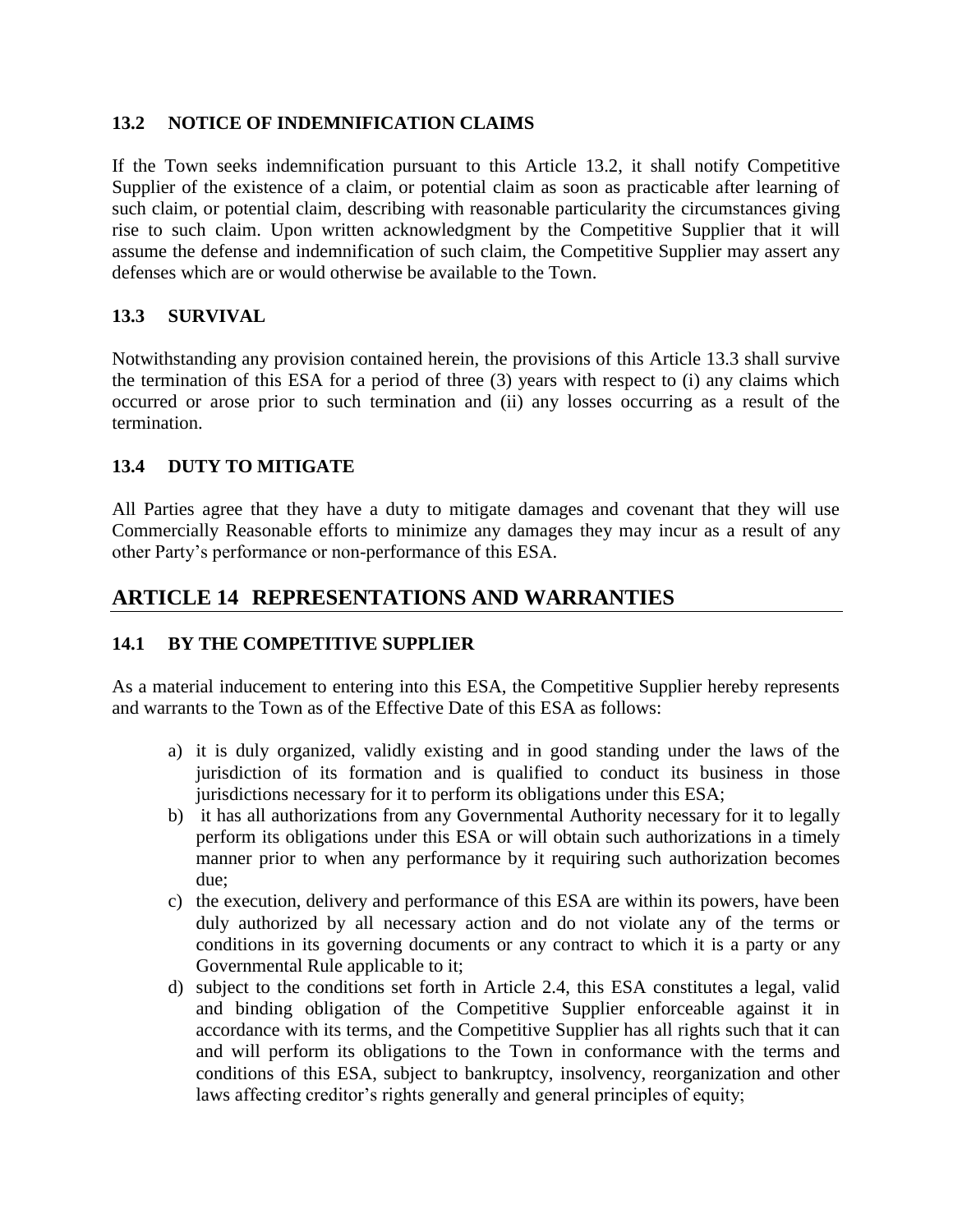### 13.2 NOTICE OF INDEMNIFICATION CLAIMS

If the Town seeks indemnification pursuant to this Article 13.2, it shall notify Competitive Supplier of the existence of a claim, or potential claim as soon as practicable after learning of such claim, or potential claim, describing with reasonable particularity the circumstances giving rise to such claim. Upon written acknowledgment by the Competitive Supplier that it will assume the defense and indemnification of such claim, the Competitive Supplier may assert any defenses which are or would otherwise be available to the Town.

### 13.3 SURVIVAL

Notwithstanding any provision contained herein, the provisions of this Article 13.3 shall survive the termination of this ESA for a period of three (3) years with respect to (i) any claims which occurred or arose prior to such termination and (ii) any losses occurring as a result of the termination.

### 13.4 DUTY TO MITIGATE

All Parties agree that they have a duty to mitigate damages and covenant that they will use Commercially Reasonable efforts to minimize any damages they may incur as a result of any other Party's performance or non-performance of this ESA.

## ARTICLE 14 REPRESENTATIONS AND WARRANTIES

### 14.1 BY THE COMPETITIVE SUPPLIER

As a material inducement to entering into this ESA, the Competitive Supplier hereby represents and warrants to the Town as of the Effective Date of this ESA as follows:

a) it is duly organized, validly existing and in good standing under the laws of the jurisdiction of its formation and is qualified to conduct its business in those jurisdictions necessary for it to perform its obligations under this ESA;
b) it has all authorizations from any Governmental Authority necessary for it to legally perform its obligations under this ESA or will obtain such authorizations in a timely manner prior to when any performance by it requiring such authorization becomes due;
c) the execution, delivery and performance of this ESA are within its powers, have been duly authorized by all necessary action and do not violate any of the terms or conditions in its governing documents or any contract to which it is a party or any Governmental Rule applicable to it;
d) subject to the conditions set forth in Article 2.4, this ESA constitutes a legal, valid and binding obligation of the Competitive Supplier enforceable against it in accordance with its terms, and the Competitive Supplier has all rights such that it can and will perform its obligations to the Town in conformance with the terms and conditions of this ESA, subject to bankruptcy, insolvency, reorganization and other laws affecting creditor's rights generally and general principles of equity;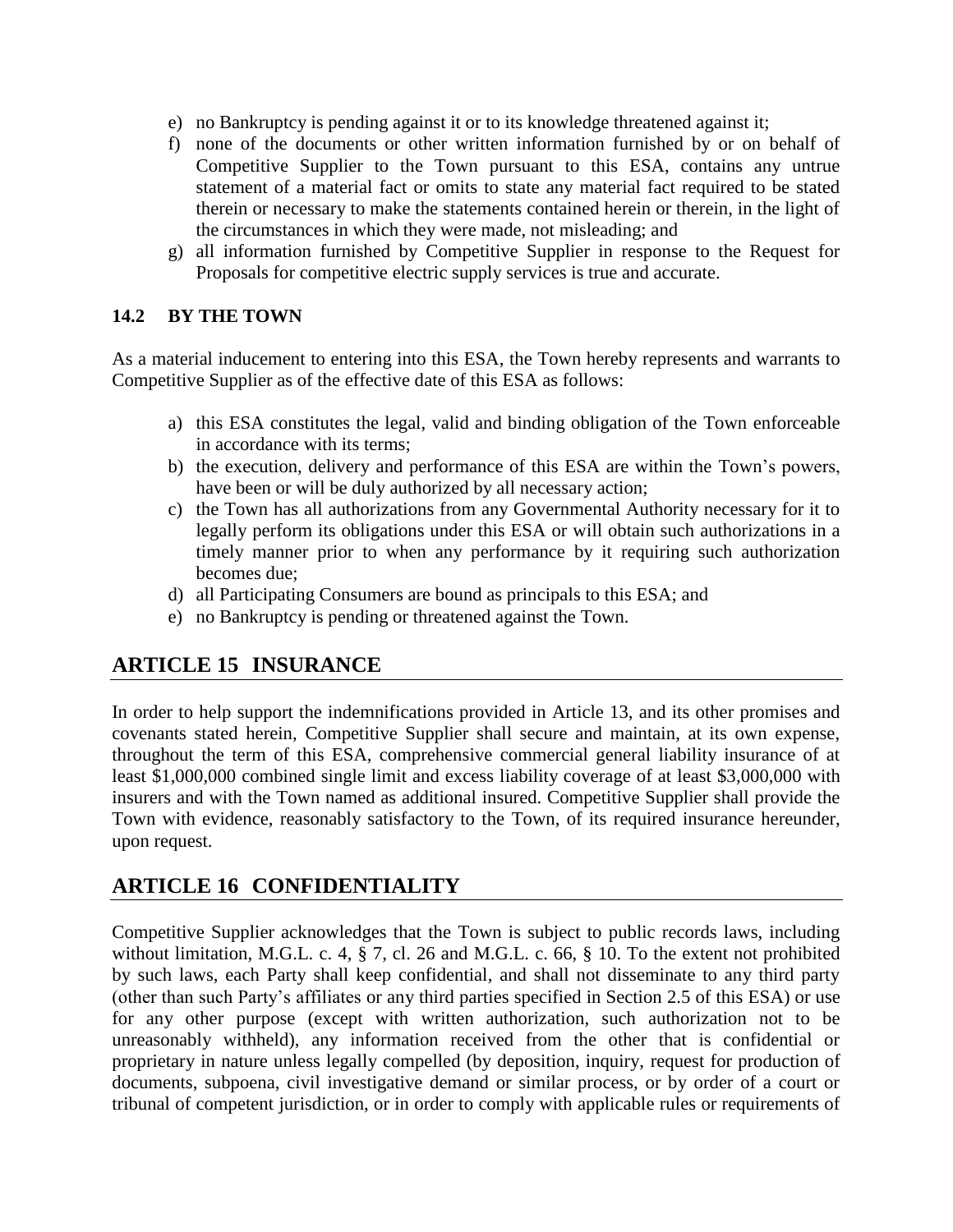e) no Bankruptcy is pending against it or to its knowledge threatened against it;
f) none of the documents or other written information furnished by or on behalf of Competitive Supplier to the Town pursuant to this ESA, contains any untrue statement of a material fact or omits to state any material fact required to be stated therein or necessary to make the statements contained herein or therein, in the light of the circumstances in which they were made, not misleading; and
g) all information furnished by Competitive Supplier in response to the Request for Proposals for competitive electric supply services is true and accurate.

### 14.2 BY THE TOWN

As a material inducement to entering into this ESA, the Town hereby represents and warrants to Competitive Supplier as of the effective date of this ESA as follows:

a) this ESA constitutes the legal, valid and binding obligation of the Town enforceable in accordance with its terms;
b) the execution, delivery and performance of this ESA are within the Town's powers, have been or will be duly authorized by all necessary action;
c) the Town has all authorizations from any Governmental Authority necessary for it to legally perform its obligations under this ESA or will obtain such authorizations in a timely manner prior to when any performance by it requiring such authorization becomes due;
d) all Participating Consumers are bound as principals to this ESA; and
e) no Bankruptcy is pending or threatened against the Town.

## ARTICLE 15 INSURANCE

In order to help support the indemnifications provided in Article 13, and its other promises and covenants stated herein, Competitive Supplier shall secure and maintain, at its own expense, throughout the term of this ESA, comprehensive commercial general liability insurance of at least $1,000,000 combined single limit and excess liability coverage of at least $3,000,000 with insurers and with the Town named as additional insured. Competitive Supplier shall provide the Town with evidence, reasonably satisfactory to the Town, of its required insurance hereunder, upon request.

## ARTICLE 16 CONFIDENTIALITY

Competitive Supplier acknowledges that the Town is subject to public records laws, including without limitation, M.G.L. c. 4, § 7, cl. 26 and M.G.L. c. 66, § 10. To the extent not prohibited by such laws, each Party shall keep confidential, and shall not disseminate to any third party (other than such Party's affiliates or any third parties specified in Section 2.5 of this ESA) or use for any other purpose (except with written authorization, such authorization not to be unreasonably withheld), any information received from the other that is confidential or proprietary in nature unless legally compelled (by deposition, inquiry, request for production of documents, subpoena, civil investigative demand or similar process, or by order of a court or tribunal of competent jurisdiction, or in order to comply with applicable rules or requirements of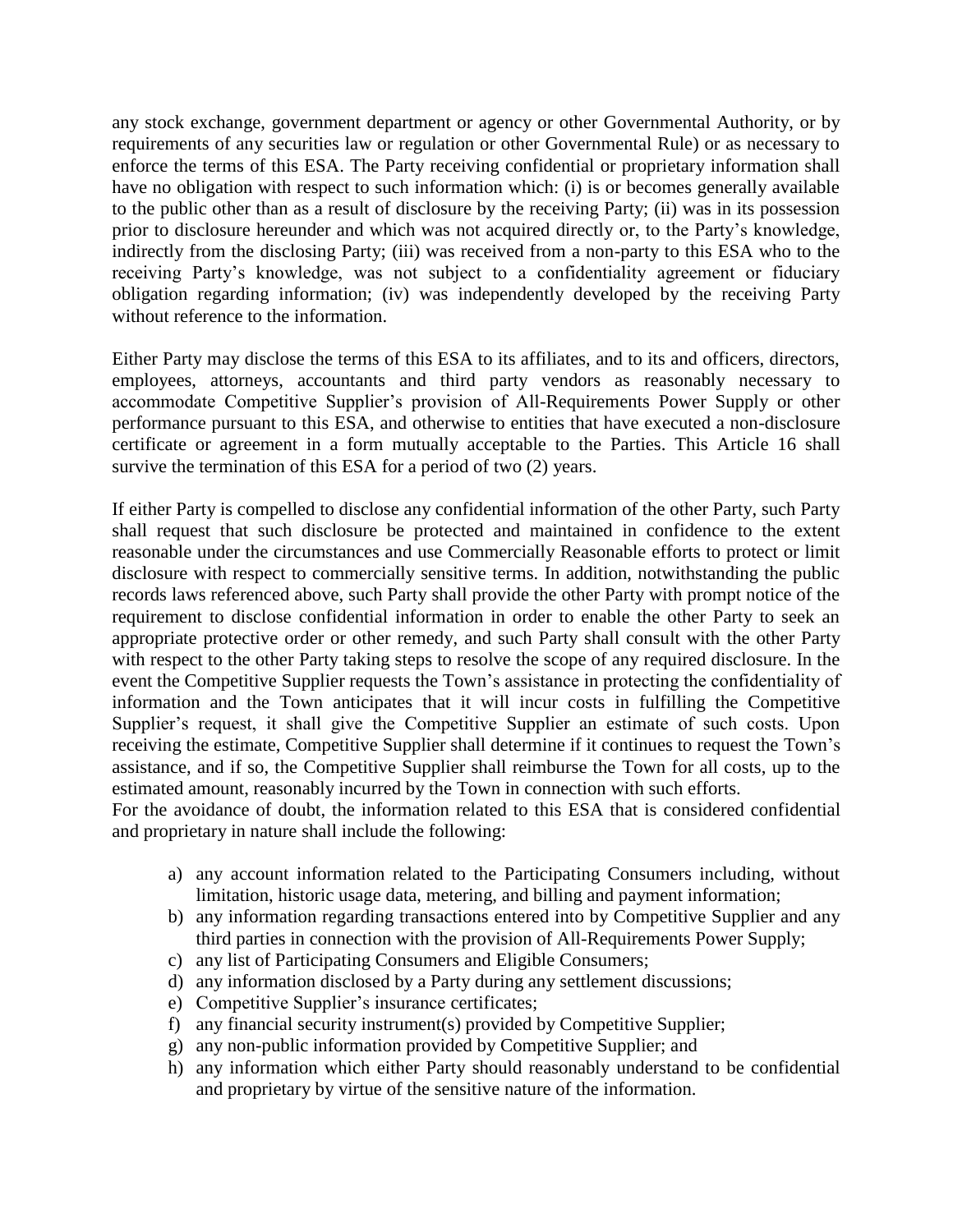any stock exchange, government department or agency or other Governmental Authority, or by requirements of any securities law or regulation or other Governmental Rule) or as necessary to enforce the terms of this ESA. The Party receiving confidential or proprietary information shall have no obligation with respect to such information which: (i) is or becomes generally available to the public other than as a result of disclosure by the receiving Party; (ii) was in its possession prior to disclosure hereunder and which was not acquired directly or, to the Party's knowledge, indirectly from the disclosing Party; (iii) was received from a non-party to this ESA who to the receiving Party's knowledge, was not subject to a confidentiality agreement or fiduciary obligation regarding information; (iv) was independently developed by the receiving Party without reference to the information.

Either Party may disclose the terms of this ESA to its affiliates, and to its and officers, directors, employees, attorneys, accountants and third party vendors as reasonably necessary to accommodate Competitive Supplier's provision of All-Requirements Power Supply or other performance pursuant to this ESA, and otherwise to entities that have executed a non-disclosure certificate or agreement in a form mutually acceptable to the Parties. This Article 16 shall survive the termination of this ESA for a period of two (2) years.

If either Party is compelled to disclose any confidential information of the other Party, such Party shall request that such disclosure be protected and maintained in confidence to the extent reasonable under the circumstances and use Commercially Reasonable efforts to protect or limit disclosure with respect to commercially sensitive terms. In addition, notwithstanding the public records laws referenced above, such Party shall provide the other Party with prompt notice of the requirement to disclose confidential information in order to enable the other Party to seek an appropriate protective order or other remedy, and such Party shall consult with the other Party with respect to the other Party taking steps to resolve the scope of any required disclosure. In the event the Competitive Supplier requests the Town's assistance in protecting the confidentiality of information and the Town anticipates that it will incur costs in fulfilling the Competitive Supplier's request, it shall give the Competitive Supplier an estimate of such costs. Upon receiving the estimate, Competitive Supplier shall determine if it continues to request the Town's assistance, and if so, the Competitive Supplier shall reimburse the Town for all costs, up to the estimated amount, reasonably incurred by the Town in connection with such efforts.

For the avoidance of doubt, the information related to this ESA that is considered confidential and proprietary in nature shall include the following:

a) any account information related to the Participating Consumers including, without limitation, historic usage data, metering, and billing and payment information;
b) any information regarding transactions entered into by Competitive Supplier and any third parties in connection with the provision of All-Requirements Power Supply;
c) any list of Participating Consumers and Eligible Consumers;
d) any information disclosed by a Party during any settlement discussions;
e) Competitive Supplier's insurance certificates;
f) any financial security instrument(s) provided by Competitive Supplier;
g) any non-public information provided by Competitive Supplier; and
h) any information which either Party should reasonably understand to be confidential and proprietary by virtue of the sensitive nature of the information.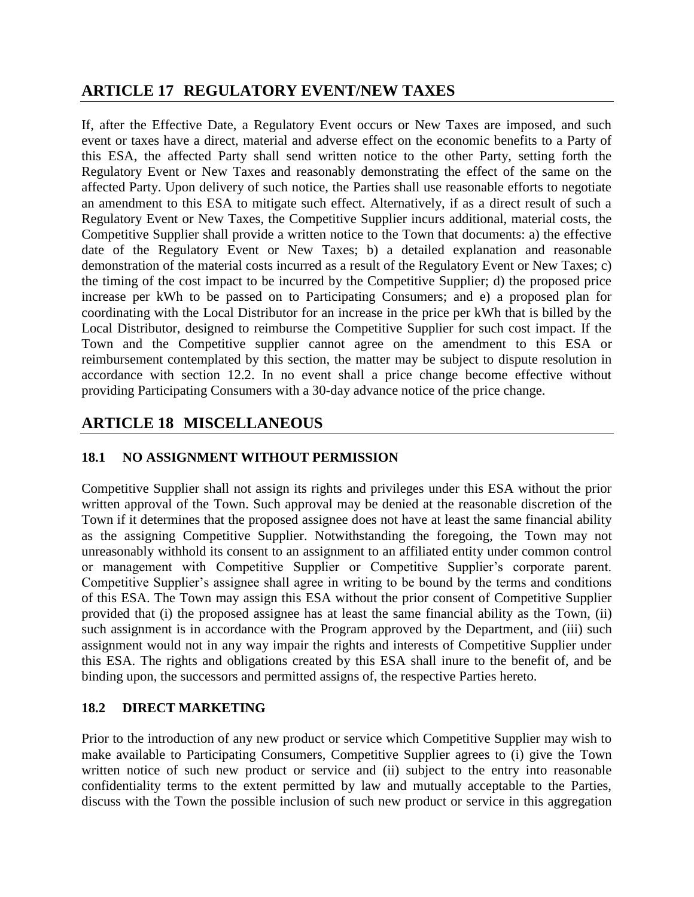## ARTICLE 17 REGULATORY EVENT/NEW TAXES

If, after the Effective Date, a Regulatory Event occurs or New Taxes are imposed, and such event or taxes have a direct, material and adverse effect on the economic benefits to a Party of this ESA, the affected Party shall send written notice to the other Party, setting forth the Regulatory Event or New Taxes and reasonably demonstrating the effect of the same on the affected Party. Upon delivery of such notice, the Parties shall use reasonable efforts to negotiate an amendment to this ESA to mitigate such effect. Alternatively, if as a direct result of such a Regulatory Event or New Taxes, the Competitive Supplier incurs additional, material costs, the Competitive Supplier shall provide a written notice to the Town that documents: a) the effective date of the Regulatory Event or New Taxes; b) a detailed explanation and reasonable demonstration of the material costs incurred as a result of the Regulatory Event or New Taxes; c) the timing of the cost impact to be incurred by the Competitive Supplier; d) the proposed price increase per kWh to be passed on to Participating Consumers; and e) a proposed plan for coordinating with the Local Distributor for an increase in the price per kWh that is billed by the Local Distributor, designed to reimburse the Competitive Supplier for such cost impact. If the Town and the Competitive supplier cannot agree on the amendment to this ESA or reimbursement contemplated by this section, the matter may be subject to dispute resolution in accordance with section 12.2. In no event shall a price change become effective without providing Participating Consumers with a 30-day advance notice of the price change.

## ARTICLE 18 MISCELLANEOUS

### 18.1 NO ASSIGNMENT WITHOUT PERMISSION

Competitive Supplier shall not assign its rights and privileges under this ESA without the prior written approval of the Town. Such approval may be denied at the reasonable discretion of the Town if it determines that the proposed assignee does not have at least the same financial ability as the assigning Competitive Supplier. Notwithstanding the foregoing, the Town may not unreasonably withhold its consent to an assignment to an affiliated entity under common control or management with Competitive Supplier or Competitive Supplier's corporate parent. Competitive Supplier's assignee shall agree in writing to be bound by the terms and conditions of this ESA. The Town may assign this ESA without the prior consent of Competitive Supplier provided that (i) the proposed assignee has at least the same financial ability as the Town, (ii) such assignment is in accordance with the Program approved by the Department, and (iii) such assignment would not in any way impair the rights and interests of Competitive Supplier under this ESA. The rights and obligations created by this ESA shall inure to the benefit of, and be binding upon, the successors and permitted assigns of, the respective Parties hereto.

### 18.2 DIRECT MARKETING

Prior to the introduction of any new product or service which Competitive Supplier may wish to make available to Participating Consumers, Competitive Supplier agrees to (i) give the Town written notice of such new product or service and (ii) subject to the entry into reasonable confidentiality terms to the extent permitted by law and mutually acceptable to the Parties, discuss with the Town the possible inclusion of such new product or service in this aggregation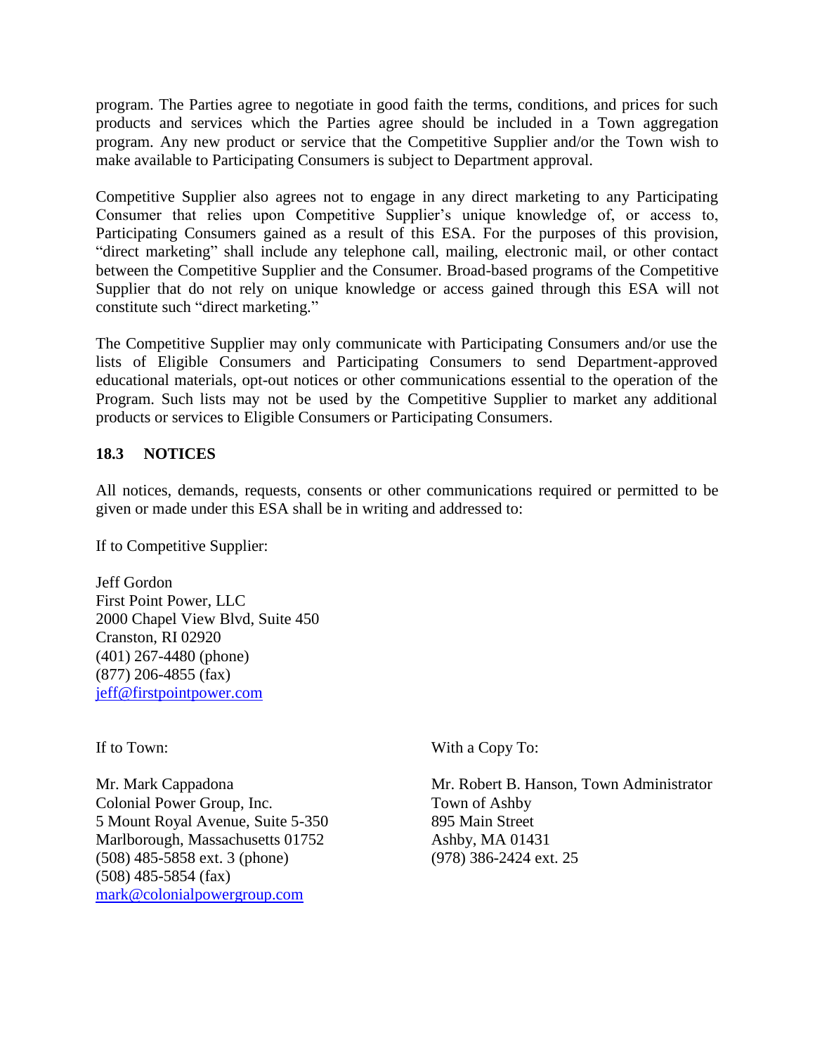program. The Parties agree to negotiate in good faith the terms, conditions, and prices for such products and services which the Parties agree should be included in a Town aggregation program. Any new product or service that the Competitive Supplier and/or the Town wish to make available to Participating Consumers is subject to Department approval.

Competitive Supplier also agrees not to engage in any direct marketing to any Participating Consumer that relies upon Competitive Supplier's unique knowledge of, or access to, Participating Consumers gained as a result of this ESA. For the purposes of this provision, "direct marketing" shall include any telephone call, mailing, electronic mail, or other contact between the Competitive Supplier and the Consumer. Broad-based programs of the Competitive Supplier that do not rely on unique knowledge or access gained through this ESA will not constitute such "direct marketing."

The Competitive Supplier may only communicate with Participating Consumers and/or use the lists of Eligible Consumers and Participating Consumers to send Department-approved educational materials, opt-out notices or other communications essential to the operation of the Program. Such lists may not be used by the Competitive Supplier to market any additional products or services to Eligible Consumers or Participating Consumers.

### 18.3 NOTICES

All notices, demands, requests, consents or other communications required or permitted to be given or made under this ESA shall be in writing and addressed to:

If to Competitive Supplier:

Jeff Gordon
First Point Power, LLC
2000 Chapel View Blvd, Suite 450
Cranston, RI 02920
(401) 267-4480 (phone)
(877) 206-4855 (fax)
jeff@firstpointpower.com

If to Town:

Mr. Mark Cappadona
Colonial Power Group, Inc.
5 Mount Royal Avenue, Suite 5-350
Marlborough, Massachusetts 01752
(508) 485-5858 ext. 3 (phone)
(508) 485-5854 (fax)
mark@colonialpowergroup.com

With a Copy To:

Mr. Robert B. Hanson, Town Administrator
Town of Ashby
895 Main Street
Ashby, MA 01431
(978) 386-2424 ext. 25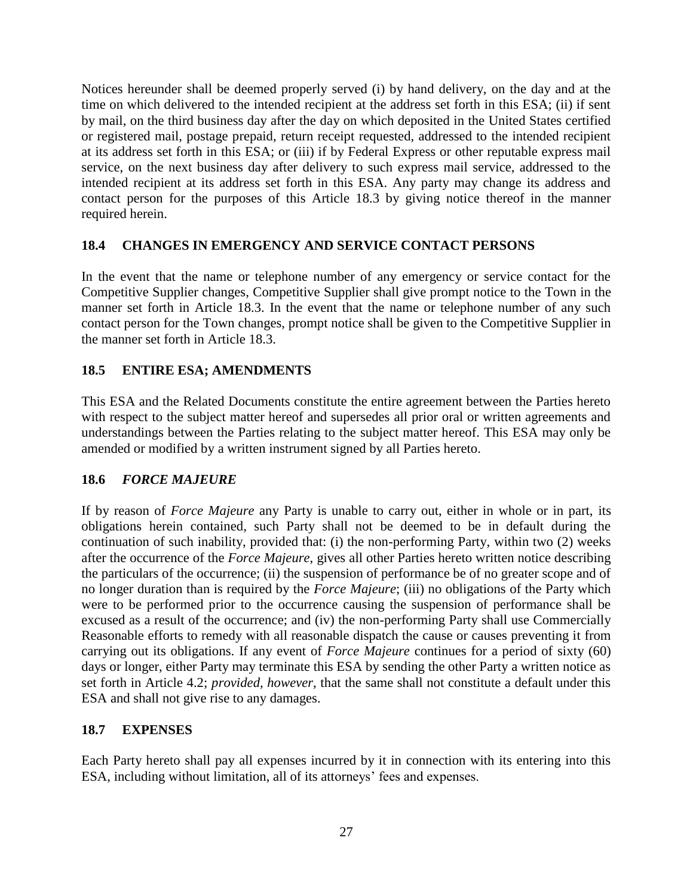Notices hereunder shall be deemed properly served (i) by hand delivery, on the day and at the time on which delivered to the intended recipient at the address set forth in this ESA; (ii) if sent by mail, on the third business day after the day on which deposited in the United States certified or registered mail, postage prepaid, return receipt requested, addressed to the intended recipient at its address set forth in this ESA; or (iii) if by Federal Express or other reputable express mail service, on the next business day after delivery to such express mail service, addressed to the intended recipient at its address set forth in this ESA. Any party may change its address and contact person for the purposes of this Article 18.3 by giving notice thereof in the manner required herein.

### 18.4 CHANGES IN EMERGENCY AND SERVICE CONTACT PERSONS

In the event that the name or telephone number of any emergency or service contact for the Competitive Supplier changes, Competitive Supplier shall give prompt notice to the Town in the manner set forth in Article 18.3. In the event that the name or telephone number of any such contact person for the Town changes, prompt notice shall be given to the Competitive Supplier in the manner set forth in Article 18.3.

### 18.5 ENTIRE ESA; AMENDMENTS

This ESA and the Related Documents constitute the entire agreement between the Parties hereto with respect to the subject matter hereof and supersedes all prior oral or written agreements and understandings between the Parties relating to the subject matter hereof. This ESA may only be amended or modified by a written instrument signed by all Parties hereto.

### 18.6 *FORCE MAJEURE*

If by reason of *Force Majeure* any Party is unable to carry out, either in whole or in part, its obligations herein contained, such Party shall not be deemed to be in default during the continuation of such inability, provided that: (i) the non-performing Party, within two (2) weeks after the occurrence of the *Force Majeure*, gives all other Parties hereto written notice describing the particulars of the occurrence; (ii) the suspension of performance be of no greater scope and of no longer duration than is required by the *Force Majeure*; (iii) no obligations of the Party which were to be performed prior to the occurrence causing the suspension of performance shall be excused as a result of the occurrence; and (iv) the non-performing Party shall use Commercially Reasonable efforts to remedy with all reasonable dispatch the cause or causes preventing it from carrying out its obligations. If any event of *Force Majeure* continues for a period of sixty (60) days or longer, either Party may terminate this ESA by sending the other Party a written notice as set forth in Article 4.2; *provided, however*, that the same shall not constitute a default under this ESA and shall not give rise to any damages.

### 18.7 EXPENSES

Each Party hereto shall pay all expenses incurred by it in connection with its entering into this ESA, including without limitation, all of its attorneys' fees and expenses.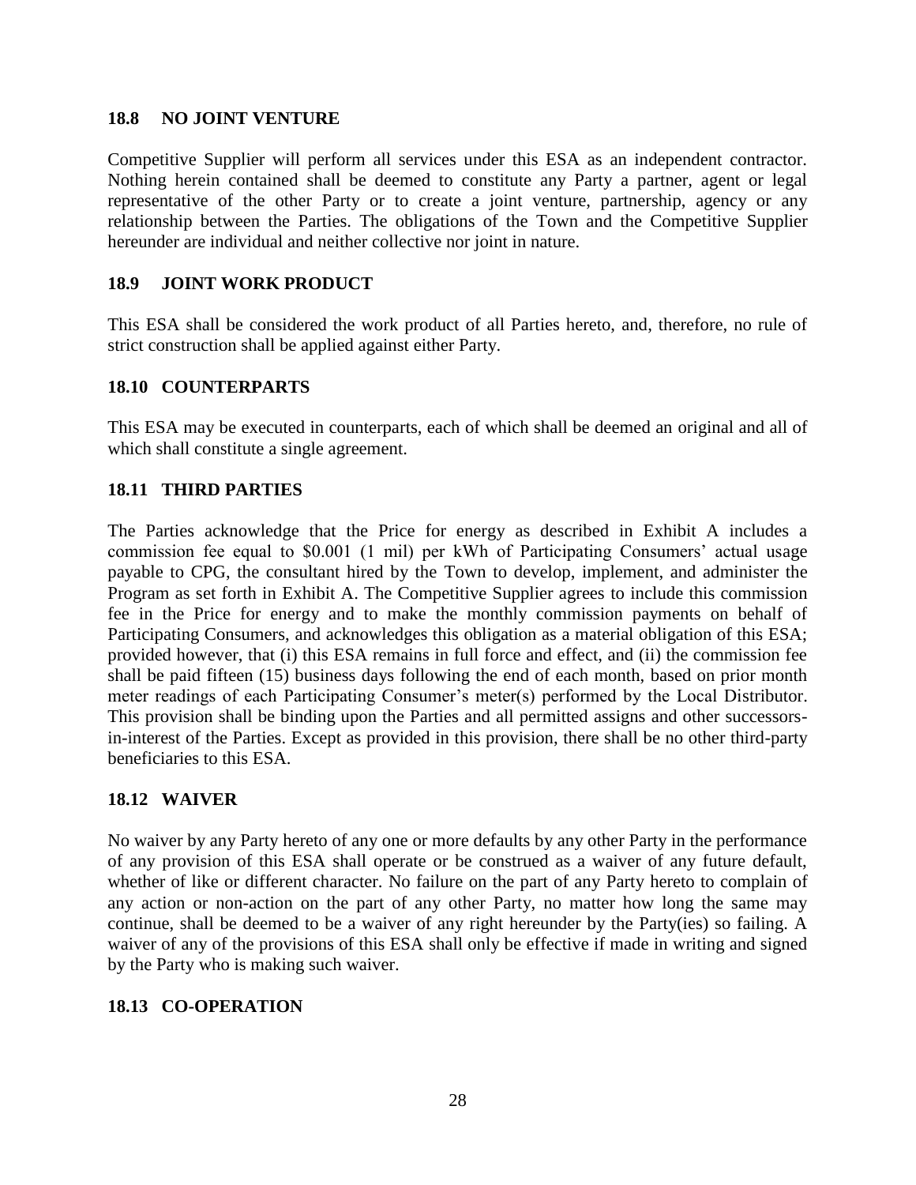### 18.8 NO JOINT VENTURE

Competitive Supplier will perform all services under this ESA as an independent contractor. Nothing herein contained shall be deemed to constitute any Party a partner, agent or legal representative of the other Party or to create a joint venture, partnership, agency or any relationship between the Parties. The obligations of the Town and the Competitive Supplier hereunder are individual and neither collective nor joint in nature.

### 18.9 JOINT WORK PRODUCT

This ESA shall be considered the work product of all Parties hereto, and, therefore, no rule of strict construction shall be applied against either Party.

### 18.10 COUNTERPARTS

This ESA may be executed in counterparts, each of which shall be deemed an original and all of which shall constitute a single agreement.

### 18.11 THIRD PARTIES

The Parties acknowledge that the Price for energy as described in Exhibit A includes a commission fee equal to $0.001 (1 mil) per kWh of Participating Consumers' actual usage payable to CPG, the consultant hired by the Town to develop, implement, and administer the Program as set forth in Exhibit A. The Competitive Supplier agrees to include this commission fee in the Price for energy and to make the monthly commission payments on behalf of Participating Consumers, and acknowledges this obligation as a material obligation of this ESA; provided however, that (i) this ESA remains in full force and effect, and (ii) the commission fee shall be paid fifteen (15) business days following the end of each month, based on prior month meter readings of each Participating Consumer's meter(s) performed by the Local Distributor. This provision shall be binding upon the Parties and all permitted assigns and other successors-in-interest of the Parties. Except as provided in this provision, there shall be no other third-party beneficiaries to this ESA.

### 18.12 WAIVER

No waiver by any Party hereto of any one or more defaults by any other Party in the performance of any provision of this ESA shall operate or be construed as a waiver of any future default, whether of like or different character. No failure on the part of any Party hereto to complain of any action or non-action on the part of any other Party, no matter how long the same may continue, shall be deemed to be a waiver of any right hereunder by the Party(ies) so failing. A waiver of any of the provisions of this ESA shall only be effective if made in writing and signed by the Party who is making such waiver.

### 18.13 CO-OPERATION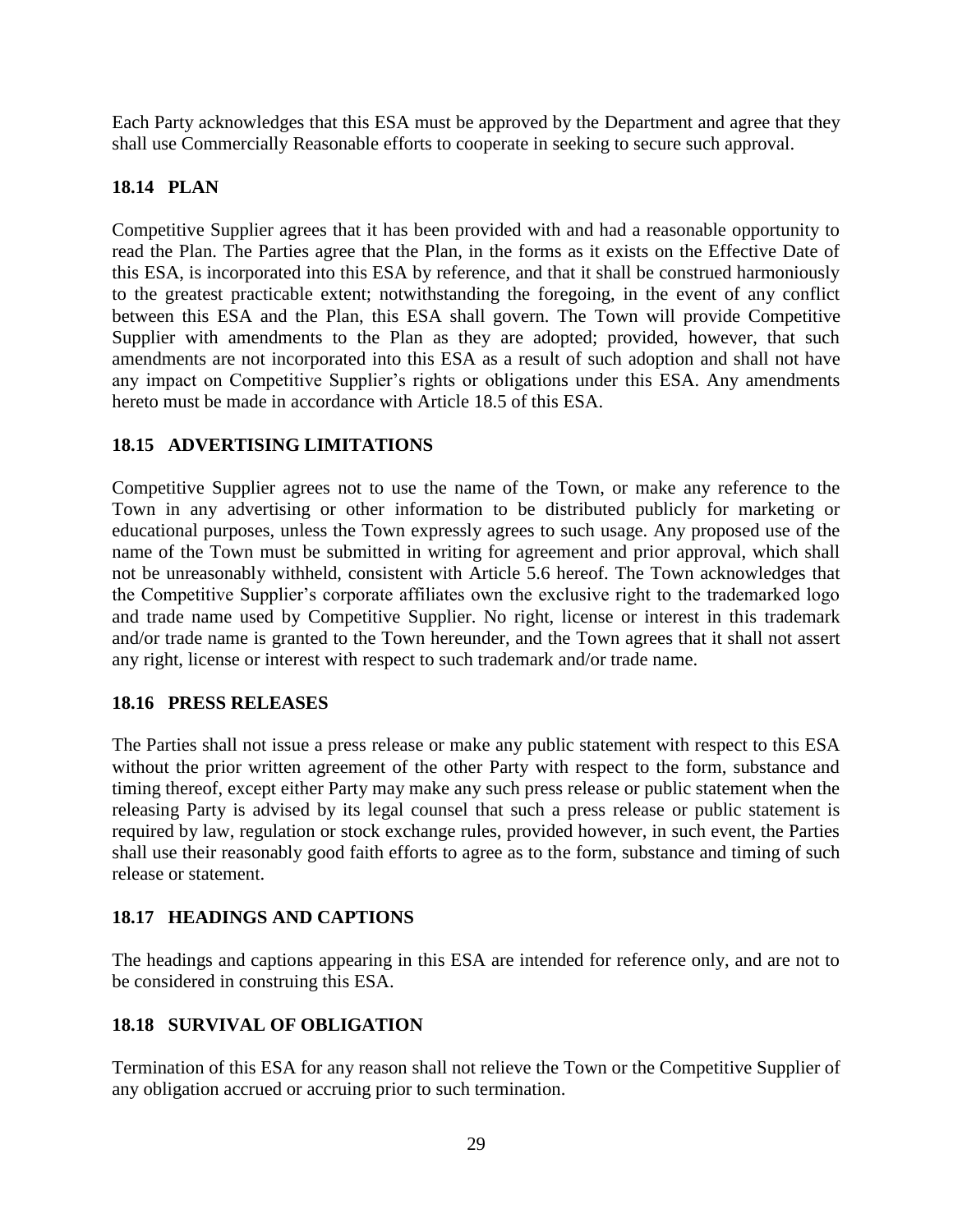Each Party acknowledges that this ESA must be approved by the Department and agree that they shall use Commercially Reasonable efforts to cooperate in seeking to secure such approval.

### 18.14 PLAN

Competitive Supplier agrees that it has been provided with and had a reasonable opportunity to read the Plan. The Parties agree that the Plan, in the forms as it exists on the Effective Date of this ESA, is incorporated into this ESA by reference, and that it shall be construed harmoniously to the greatest practicable extent; notwithstanding the foregoing, in the event of any conflict between this ESA and the Plan, this ESA shall govern. The Town will provide Competitive Supplier with amendments to the Plan as they are adopted; provided, however, that such amendments are not incorporated into this ESA as a result of such adoption and shall not have any impact on Competitive Supplier's rights or obligations under this ESA. Any amendments hereto must be made in accordance with Article 18.5 of this ESA.

### 18.15 ADVERTISING LIMITATIONS

Competitive Supplier agrees not to use the name of the Town, or make any reference to the Town in any advertising or other information to be distributed publicly for marketing or educational purposes, unless the Town expressly agrees to such usage. Any proposed use of the name of the Town must be submitted in writing for agreement and prior approval, which shall not be unreasonably withheld, consistent with Article 5.6 hereof. The Town acknowledges that the Competitive Supplier's corporate affiliates own the exclusive right to the trademarked logo and trade name used by Competitive Supplier. No right, license or interest in this trademark and/or trade name is granted to the Town hereunder, and the Town agrees that it shall not assert any right, license or interest with respect to such trademark and/or trade name.

### 18.16 PRESS RELEASES

The Parties shall not issue a press release or make any public statement with respect to this ESA without the prior written agreement of the other Party with respect to the form, substance and timing thereof, except either Party may make any such press release or public statement when the releasing Party is advised by its legal counsel that such a press release or public statement is required by law, regulation or stock exchange rules, provided however, in such event, the Parties shall use their reasonably good faith efforts to agree as to the form, substance and timing of such release or statement.

### 18.17 HEADINGS AND CAPTIONS

The headings and captions appearing in this ESA are intended for reference only, and are not to be considered in construing this ESA.

### 18.18 SURVIVAL OF OBLIGATION

Termination of this ESA for any reason shall not relieve the Town or the Competitive Supplier of any obligation accrued or accruing prior to such termination.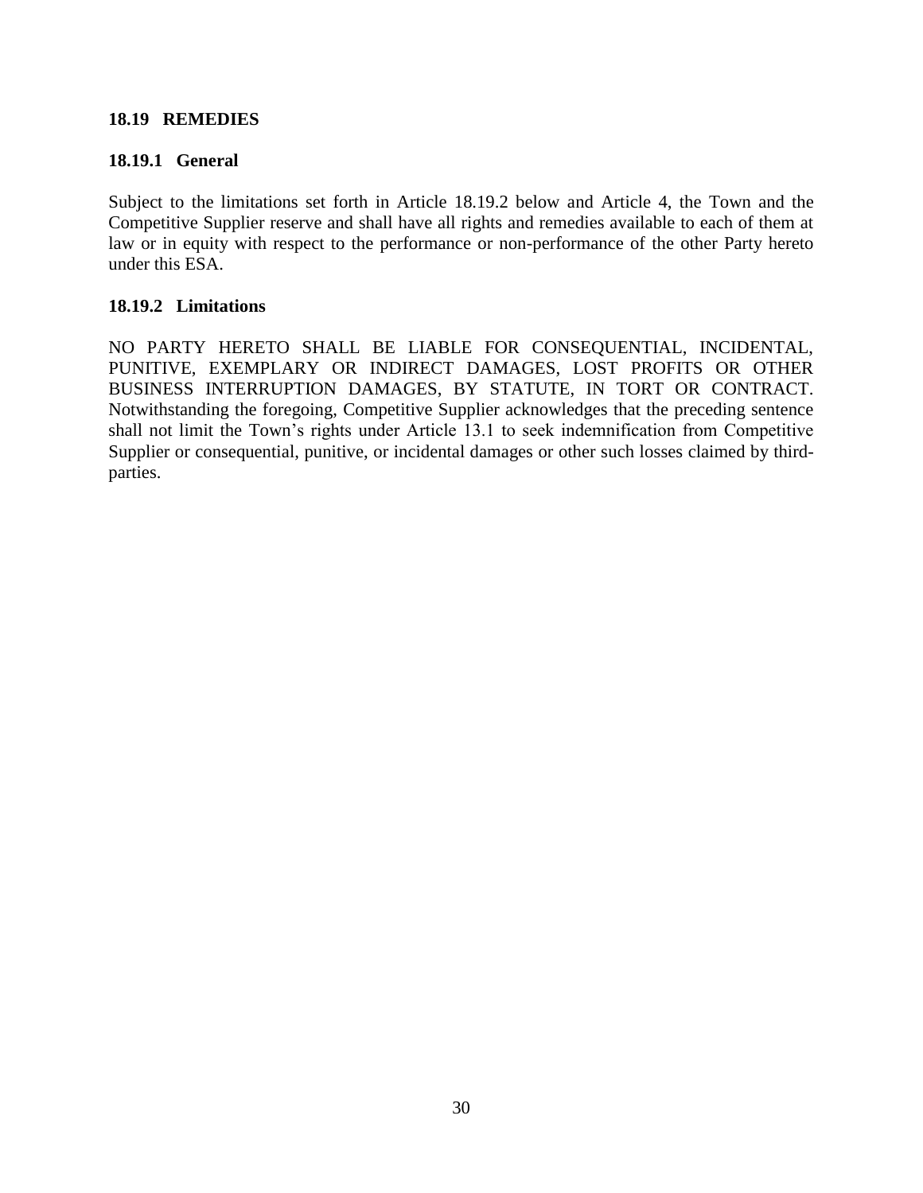### 18.19 REMEDIES

#### 18.19.1 General

Subject to the limitations set forth in Article 18.19.2 below and Article 4, the Town and the Competitive Supplier reserve and shall have all rights and remedies available to each of them at law or in equity with respect to the performance or non-performance of the other Party hereto under this ESA.

#### 18.19.2 Limitations

NO PARTY HERETO SHALL BE LIABLE FOR CONSEQUENTIAL, INCIDENTAL, PUNITIVE, EXEMPLARY OR INDIRECT DAMAGES, LOST PROFITS OR OTHER BUSINESS INTERRUPTION DAMAGES, BY STATUTE, IN TORT OR CONTRACT. Notwithstanding the foregoing, Competitive Supplier acknowledges that the preceding sentence shall not limit the Town's rights under Article 13.1 to seek indemnification from Competitive Supplier or consequential, punitive, or incidental damages or other such losses claimed by third-parties.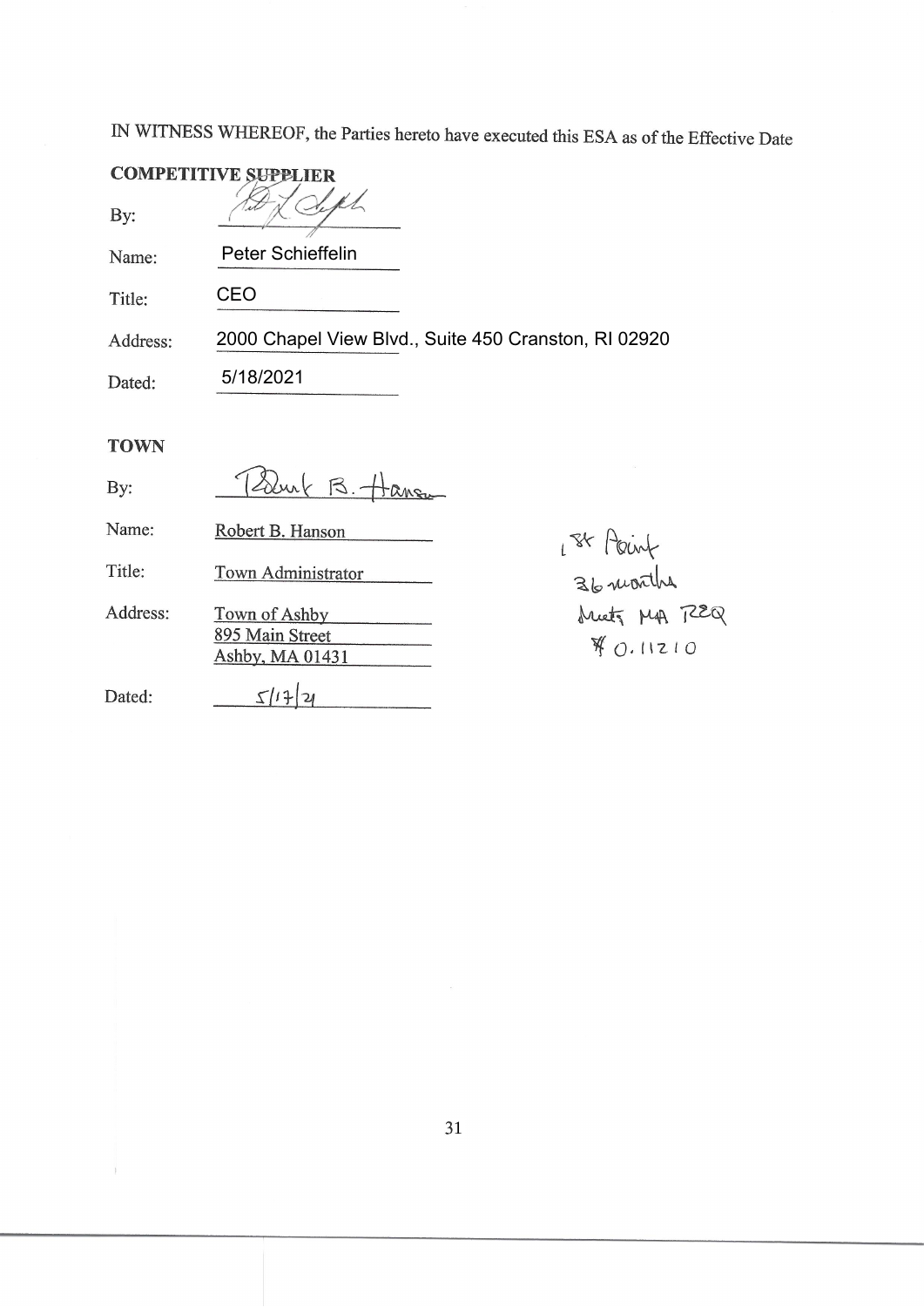IN WITNESS WHEREOF, the Parties hereto have executed this ESA as of the Effective Date

**COMPETITIVE SUPPLIER**

By: [signature]

Name: Peter Schieffelin

Title: CEO

Address: 2000 Chapel View Blvd., Suite 450 Cranston, RI 02920

Dated: 5/18/2021

**TOWN**

By: Robert B. Hanson

Name: Robert B. Hanson

Title: Town Administrator

Address: Town of Ashby
895 Main Street
Ashby, MA 01431

Dated: 5/17/21

1st Point
36 months
Meets MA REQ
$0.11210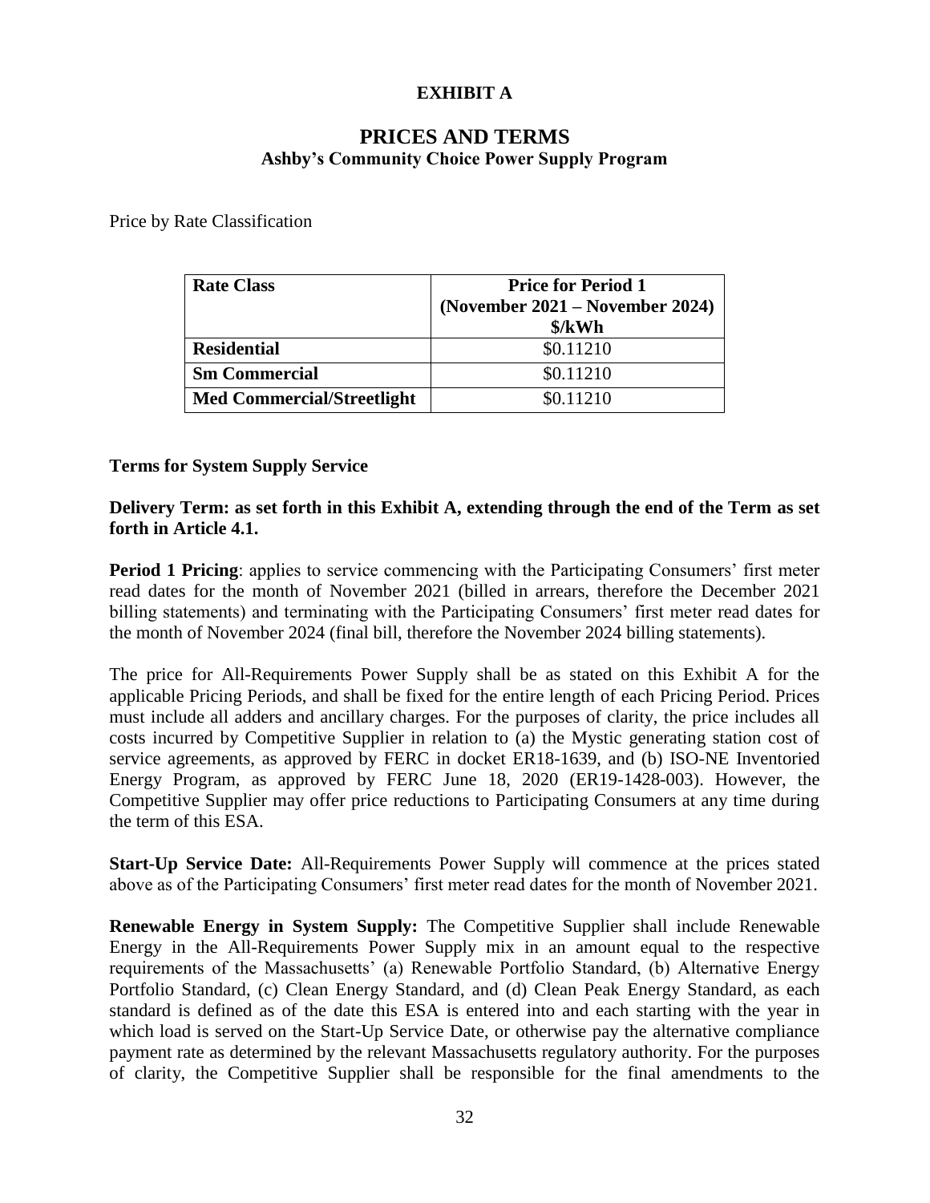# EXHIBIT A

## PRICES AND TERMS

### Ashby's Community Choice Power Supply Program

Price by Rate Classification

| Rate Class | Price for Period 1 (November 2021 – November 2024) $/kWh |
|---|---|
| **Residential** | $0.11210 |
| **Sm Commercial** | $0.11210 |
| **Med Commercial/Streetlight** | $0.11210 |

**Terms for System Supply Service**

**Delivery Term: as set forth in this Exhibit A, extending through the end of the Term as set forth in Article 4.1.**

**Period 1 Pricing**: applies to service commencing with the Participating Consumers' first meter read dates for the month of November 2021 (billed in arrears, therefore the December 2021 billing statements) and terminating with the Participating Consumers' first meter read dates for the month of November 2024 (final bill, therefore the November 2024 billing statements).

The price for All-Requirements Power Supply shall be as stated on this Exhibit A for the applicable Pricing Periods, and shall be fixed for the entire length of each Pricing Period. Prices must include all adders and ancillary charges. For the purposes of clarity, the price includes all costs incurred by Competitive Supplier in relation to (a) the Mystic generating station cost of service agreements, as approved by FERC in docket ER18-1639, and (b) ISO-NE Inventoried Energy Program, as approved by FERC June 18, 2020 (ER19-1428-003). However, the Competitive Supplier may offer price reductions to Participating Consumers at any time during the term of this ESA.

**Start-Up Service Date:** All-Requirements Power Supply will commence at the prices stated above as of the Participating Consumers' first meter read dates for the month of November 2021.

**Renewable Energy in System Supply:** The Competitive Supplier shall include Renewable Energy in the All-Requirements Power Supply mix in an amount equal to the respective requirements of the Massachusetts' (a) Renewable Portfolio Standard, (b) Alternative Energy Portfolio Standard, (c) Clean Energy Standard, and (d) Clean Peak Energy Standard, as each standard is defined as of the date this ESA is entered into and each starting with the year in which load is served on the Start-Up Service Date, or otherwise pay the alternative compliance payment rate as determined by the relevant Massachusetts regulatory authority. For the purposes of clarity, the Competitive Supplier shall be responsible for the final amendments to the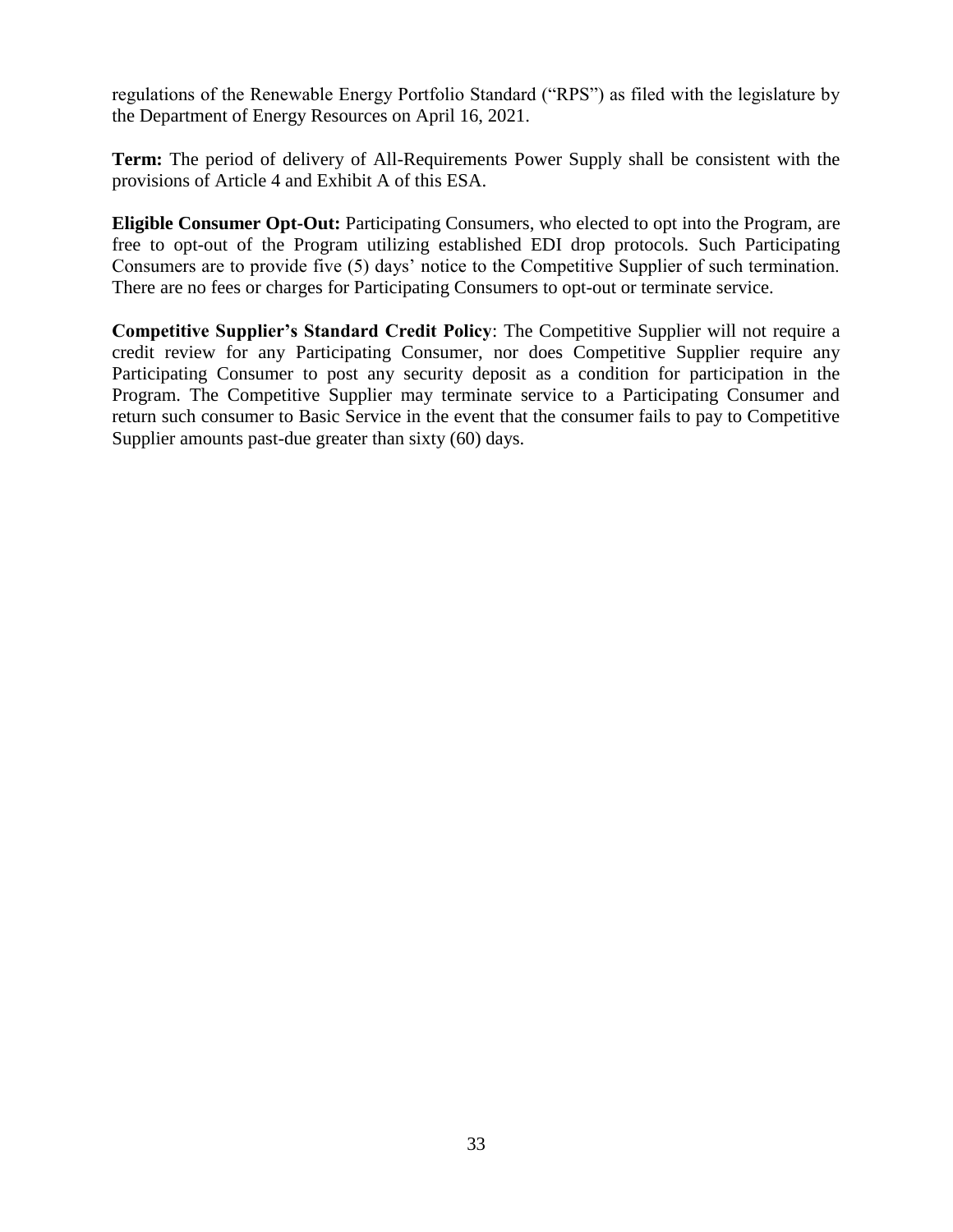regulations of the Renewable Energy Portfolio Standard ("RPS") as filed with the legislature by the Department of Energy Resources on April 16, 2021.

**Term:** The period of delivery of All-Requirements Power Supply shall be consistent with the provisions of Article 4 and Exhibit A of this ESA.

**Eligible Consumer Opt-Out:** Participating Consumers, who elected to opt into the Program, are free to opt-out of the Program utilizing established EDI drop protocols. Such Participating Consumers are to provide five (5) days' notice to the Competitive Supplier of such termination. There are no fees or charges for Participating Consumers to opt-out or terminate service.

**Competitive Supplier's Standard Credit Policy**: The Competitive Supplier will not require a credit review for any Participating Consumer, nor does Competitive Supplier require any Participating Consumer to post any security deposit as a condition for participation in the Program. The Competitive Supplier may terminate service to a Participating Consumer and return such consumer to Basic Service in the event that the consumer fails to pay to Competitive Supplier amounts past-due greater than sixty (60) days.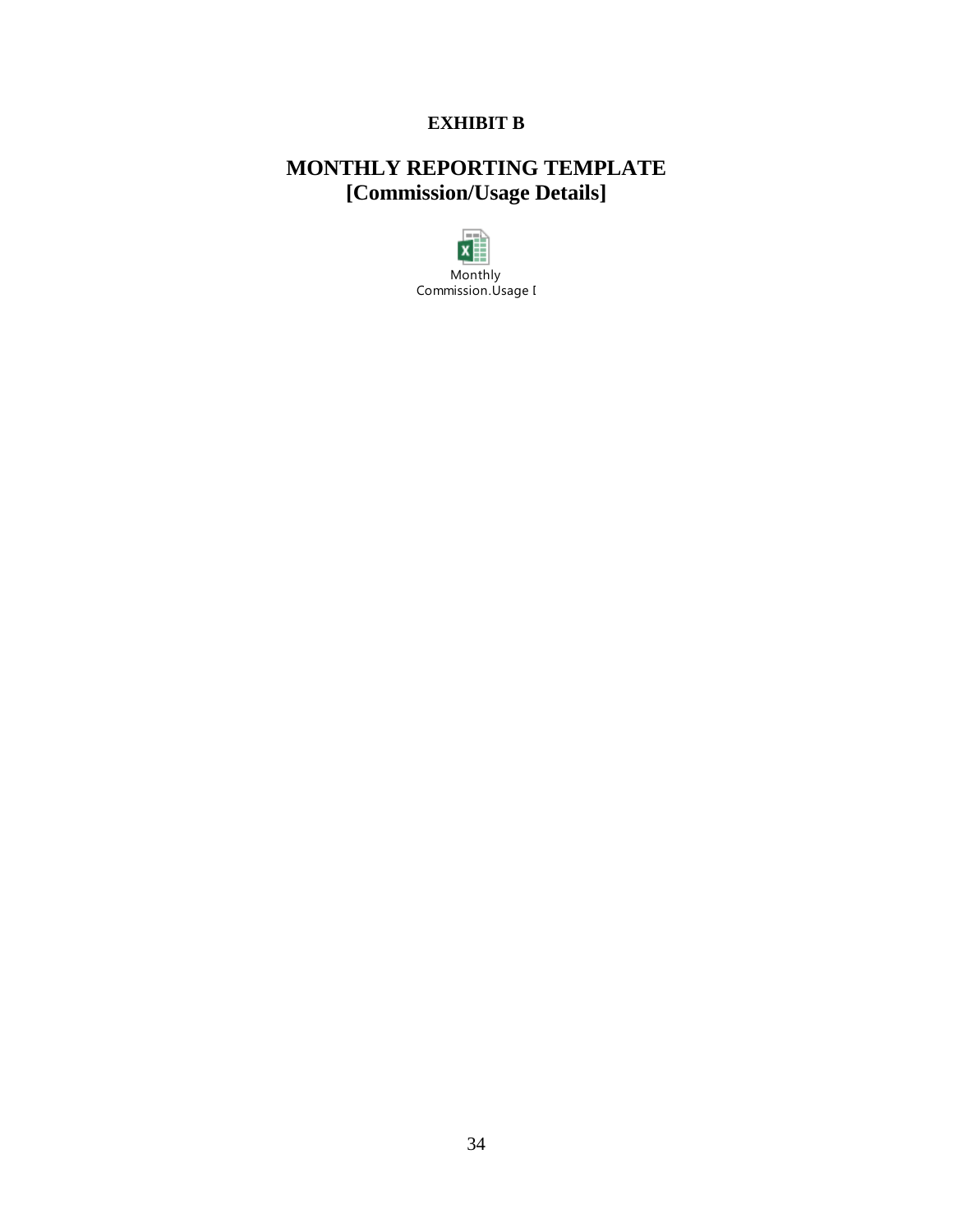**EXHIBIT B**

# MONTHLY REPORTING TEMPLATE
# [Commission/Usage Details]

Monthly Commission.Usage I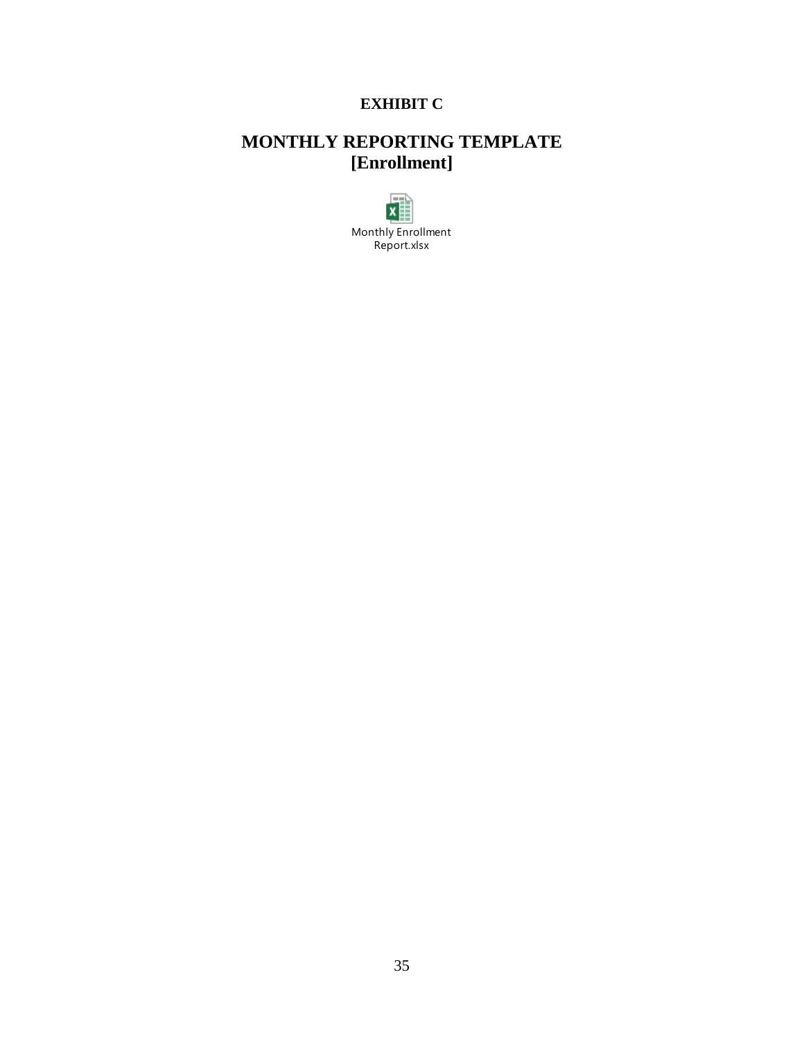**EXHIBIT C**

# MONTHLY REPORTING TEMPLATE
# [Enrollment]

Monthly Enrollment Report.xlsx